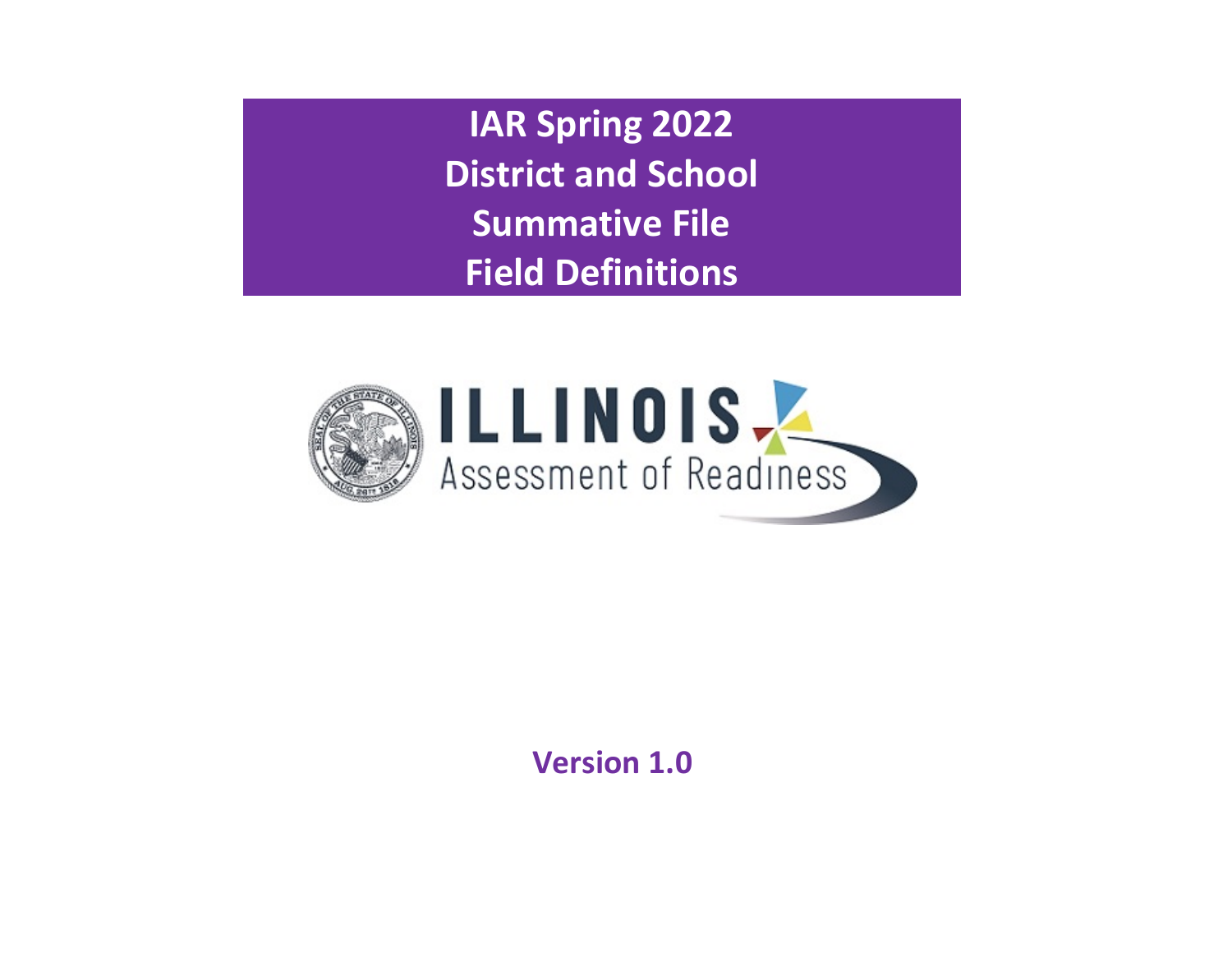# IAR Spring 2022
# District and School
# Summative File
# Field Definitions

ILLINOIS
Assessment of Readiness

**Version 1.0**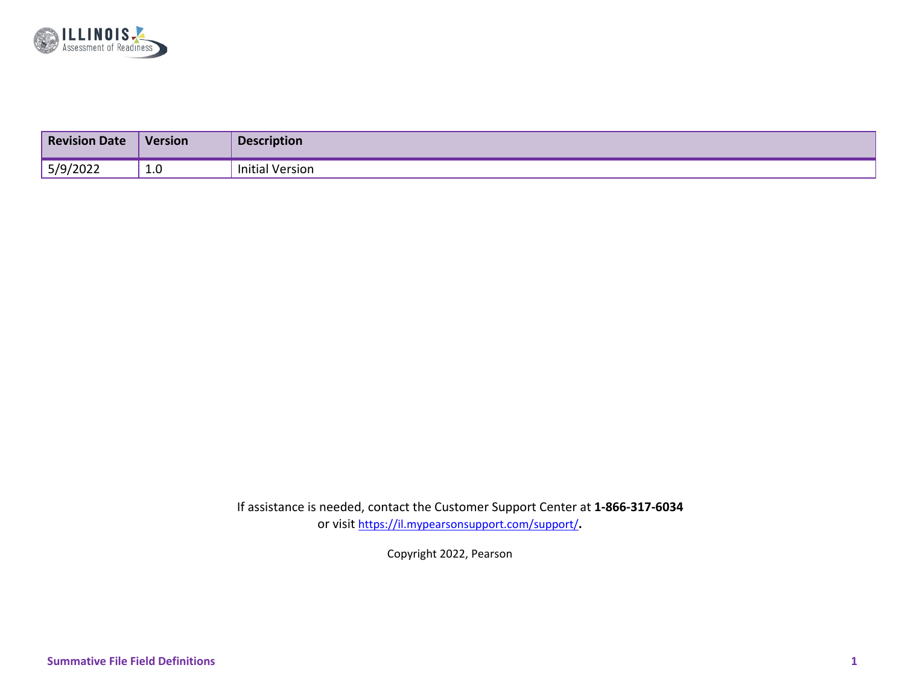| Revision Date | Version | Description |
|---|---|---|
| 5/9/2022 | 1.0 | Initial Version |

If assistance is needed, contact the Customer Support Center at **1-866-317-6034**
or visit https://il.mypearsonsupport.com/support/**.**

Copyright 2022, Pearson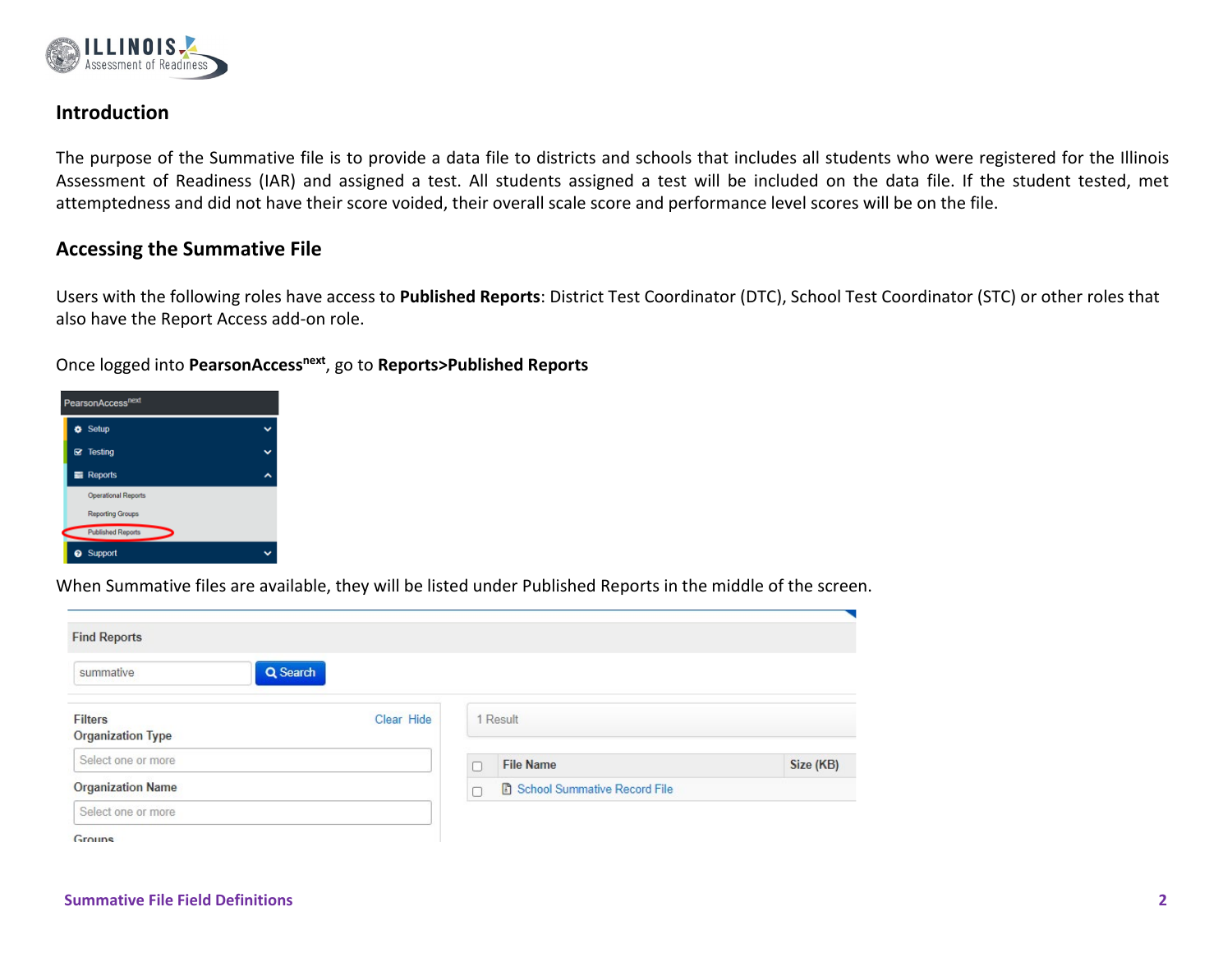## Introduction

The purpose of the Summative file is to provide a data file to districts and schools that includes all students who were registered for the Illinois Assessment of Readiness (IAR) and assigned a test. All students assigned a test will be included on the data file. If the student tested, met attemptedness and did not have their score voided, their overall scale score and performance level scores will be on the file.

## Accessing the Summative File

Users with the following roles have access to **Published Reports**: District Test Coordinator (DTC), School Test Coordinator (STC) or other roles that also have the Report Access add-on role.

Once logged into **PearsonAccess**[next], go to **Reports>Published Reports**

When Summative files are available, they will be listed under Published Reports in the middle of the screen.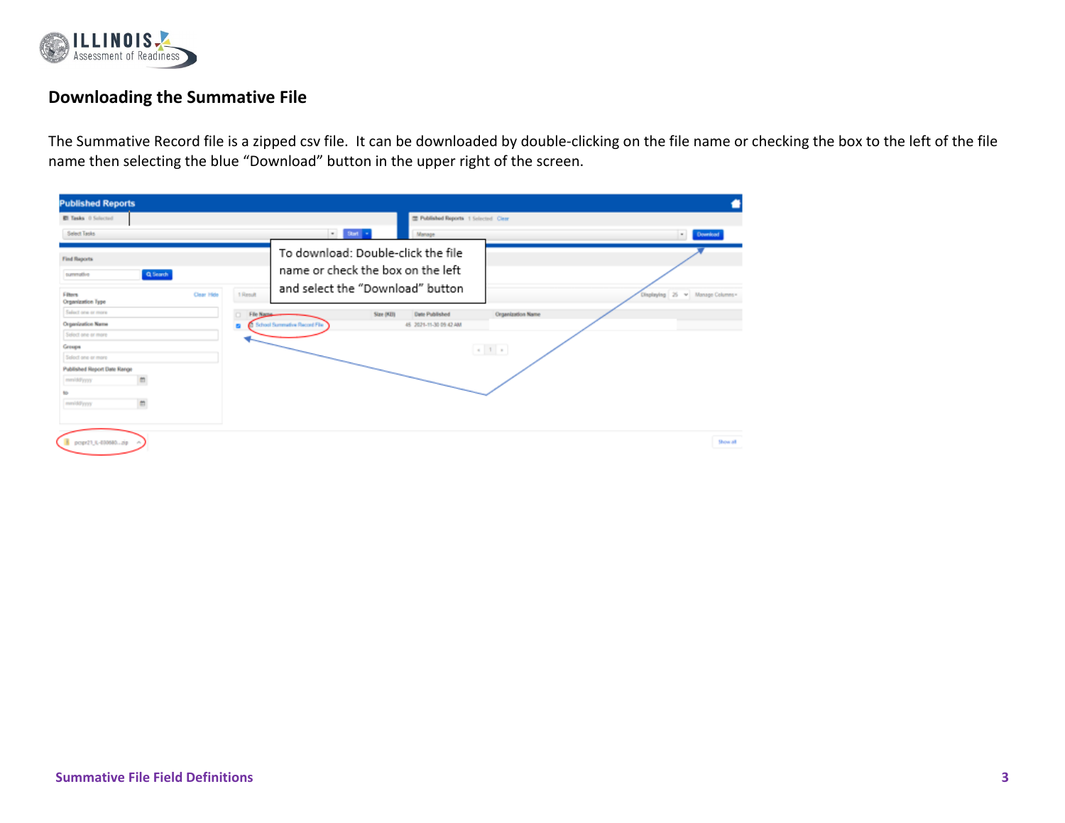## Downloading the Summative File

The Summative Record file is a zipped csv file. It can be downloaded by double-clicking on the file name or checking the box to the left of the file name then selecting the blue "Download" button in the upper right of the screen.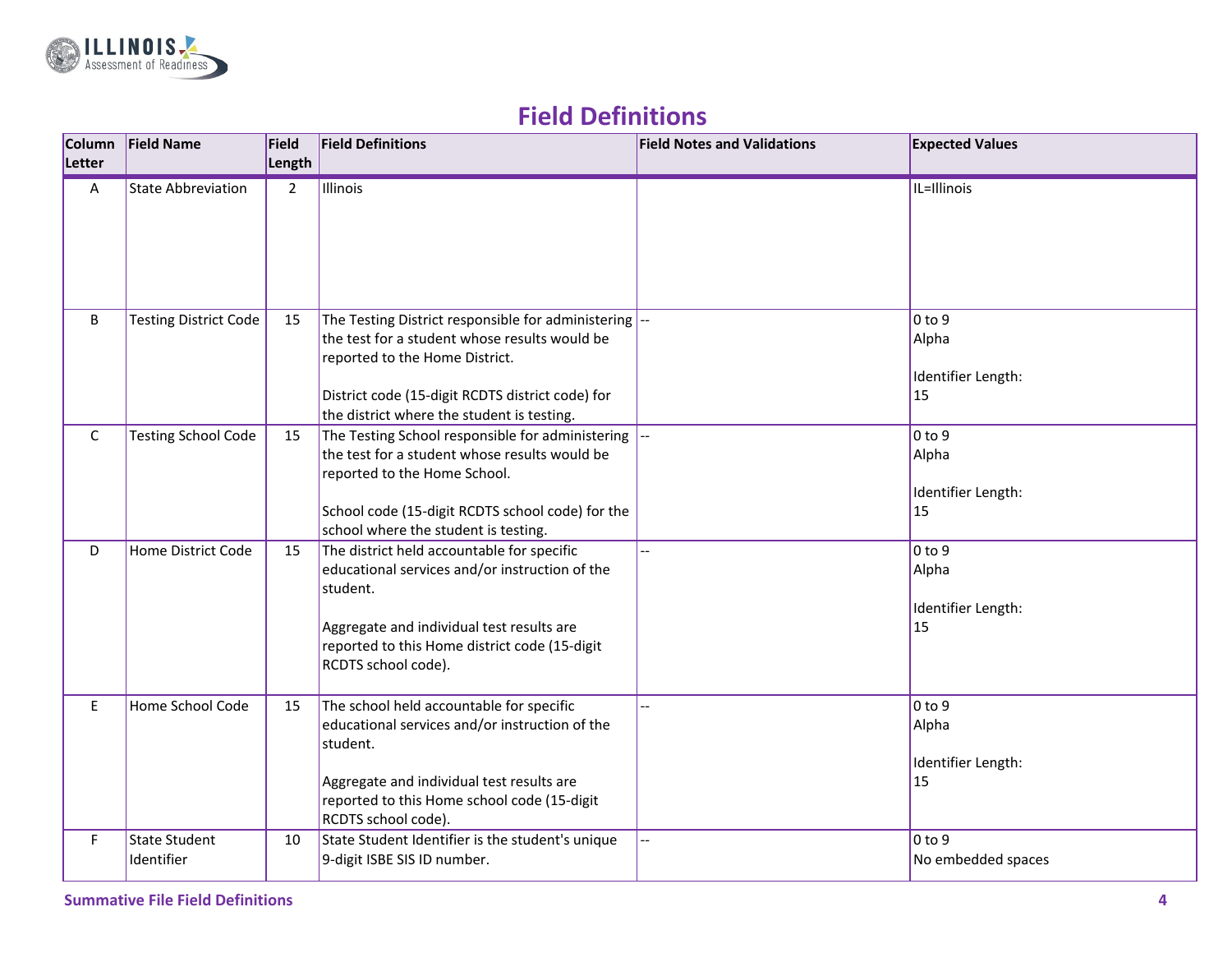## Field Definitions

| Column Letter | Field Name | Field Length | Field Definitions | Field Notes and Validations | Expected Values |
|---|---|---|---|---|---|
| A | State Abbreviation | 2 | Illinois | | IL=Illinois |
| B | Testing District Code | 15 | The Testing District responsible for administering the test for a student whose results would be reported to the Home District.<br><br>District code (15-digit RCDTS district code) for the district where the student is testing. | -- | 0 to 9<br>Alpha<br><br>Identifier Length:<br>15 |
| C | Testing School Code | 15 | The Testing School responsible for administering the test for a student whose results would be reported to the Home School.<br><br>School code (15-digit RCDTS school code) for the school where the student is testing. | -- | 0 to 9<br>Alpha<br><br>Identifier Length:<br>15 |
| D | Home District Code | 15 | The district held accountable for specific educational services and/or instruction of the student.<br><br>Aggregate and individual test results are reported to this Home district code (15-digit RCDTS school code). | -- | 0 to 9<br>Alpha<br><br>Identifier Length:<br>15 |
| E | Home School Code | 15 | The school held accountable for specific educational services and/or instruction of the student.<br><br>Aggregate and individual test results are reported to this Home school code (15-digit RCDTS school code). | -- | 0 to 9<br>Alpha<br><br>Identifier Length:<br>15 |
| F | State Student Identifier | 10 | State Student Identifier is the student's unique 9-digit ISBE SIS ID number. | -- | 0 to 9<br>No embedded spaces |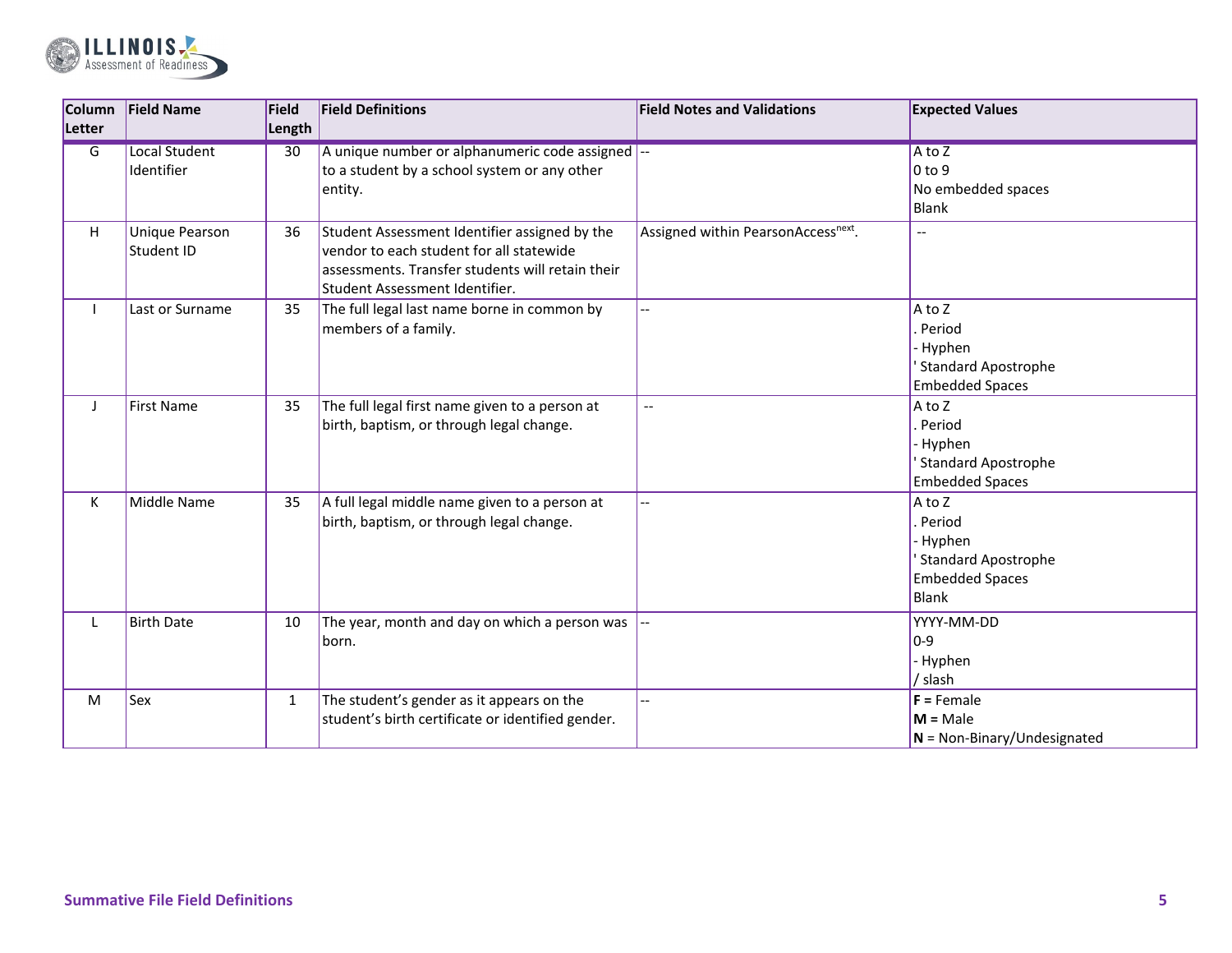| Column Letter | Field Name | Field Length | Field Definitions | Field Notes and Validations | Expected Values |
|---|---|---|---|---|---|
| G | Local Student Identifier | 30 | A unique number or alphanumeric code assigned to a student by a school system or any other entity. | -- | A to Z<br>0 to 9<br>No embedded spaces<br>Blank |
| H | Unique Pearson Student ID | 36 | Student Assessment Identifier assigned by the vendor to each student for all statewide assessments. Transfer students will retain their Student Assessment Identifier. | Assigned within PearsonAccess[next]. | -- |
| I | Last or Surname | 35 | The full legal last name borne in common by members of a family. | -- | A to Z<br>. Period<br>- Hyphen<br>' Standard Apostrophe<br>Embedded Spaces |
| J | First Name | 35 | The full legal first name given to a person at birth, baptism, or through legal change. | -- | A to Z<br>. Period<br>- Hyphen<br>' Standard Apostrophe<br>Embedded Spaces |
| K | Middle Name | 35 | A full legal middle name given to a person at birth, baptism, or through legal change. | -- | A to Z<br>. Period<br>- Hyphen<br>' Standard Apostrophe<br>Embedded Spaces<br>Blank |
| L | Birth Date | 10 | The year, month and day on which a person was born. | -- | YYYY-MM-DD<br>0-9<br>- Hyphen<br>/ slash |
| M | Sex | 1 | The student's gender as it appears on the student's birth certificate or identified gender. | -- | **F =** Female<br>**M =** Male<br>**N** = Non-Binary/Undesignated |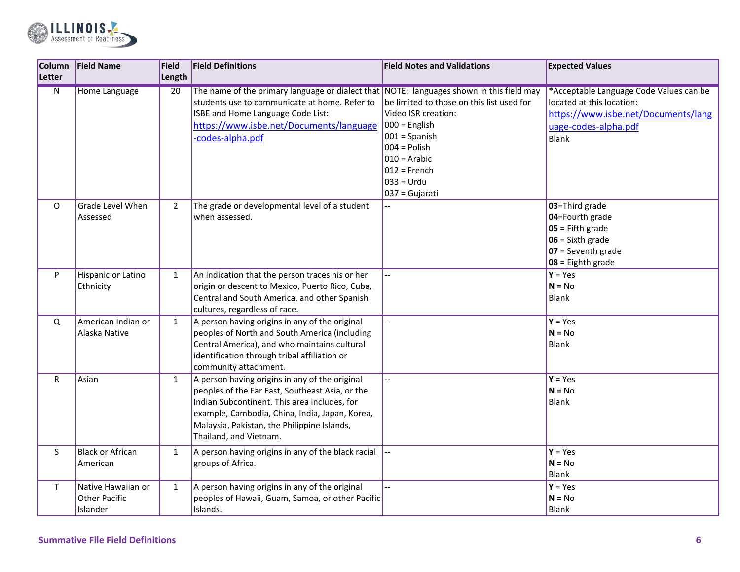| Column Letter | Field Name | Field Length | Field Definitions | Field Notes and Validations | Expected Values |
|---|---|---|---|---|---|
| N | Home Language | 20 | The name of the primary language or dialect that students use to communicate at home. Refer to ISBE and Home Language Code List: https://www.isbe.net/Documents/language-codes-alpha.pdf | NOTE: languages shown in this field may be limited to those on this list used for Video ISR creation:<br>000 = English<br>001 = Spanish<br>004 = Polish<br>010 = Arabic<br>012 = French<br>033 = Urdu<br>037 = Gujarati | *Acceptable Language Code Values can be located at this location: https://www.isbe.net/Documents/language-codes-alpha.pdf<br>Blank |
| O | Grade Level When Assessed | 2 | The grade or developmental level of a student when assessed. | -- | **03**=Third grade<br>**04**=Fourth grade<br>**05** = Fifth grade<br>**06** = Sixth grade<br>**07** = Seventh grade<br>**08** = Eighth grade |
| P | Hispanic or Latino Ethnicity | 1 | An indication that the person traces his or her origin or descent to Mexico, Puerto Rico, Cuba, Central and South America, and other Spanish cultures, regardless of race. | -- | **Y** = Yes<br>**N** = No<br>Blank |
| Q | American Indian or Alaska Native | 1 | A person having origins in any of the original peoples of North and South America (including Central America), and who maintains cultural identification through tribal affiliation or community attachment. | -- | **Y** = Yes<br>**N** = No<br>Blank |
| R | Asian | 1 | A person having origins in any of the original peoples of the Far East, Southeast Asia, or the Indian Subcontinent. This area includes, for example, Cambodia, China, India, Japan, Korea, Malaysia, Pakistan, the Philippine Islands, Thailand, and Vietnam. | -- | **Y** = Yes<br>**N** = No<br>Blank |
| S | Black or African American | 1 | A person having origins in any of the black racial groups of Africa. | -- | **Y** = Yes<br>**N** = No<br>Blank |
| T | Native Hawaiian or Other Pacific Islander | 1 | A person having origins in any of the original peoples of Hawaii, Guam, Samoa, or other Pacific Islands. | -- | **Y** = Yes<br>**N** = No<br>Blank |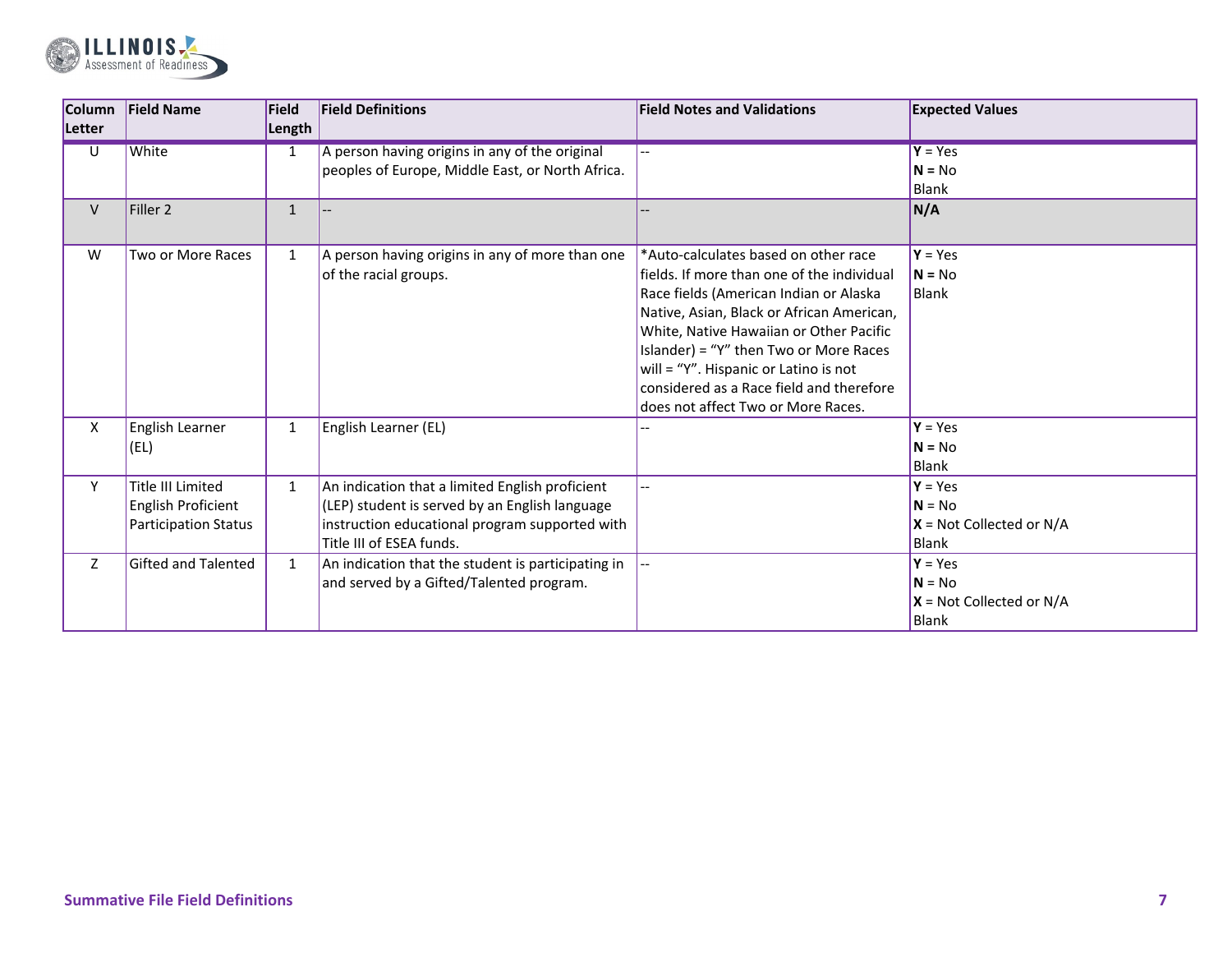| Column Letter | Field Name | Field Length | Field Definitions | Field Notes and Validations | Expected Values |
|---|---|---|---|---|---|
| U | White | 1 | A person having origins in any of the original peoples of Europe, Middle East, or North Africa. | -- | **Y** = Yes<br>**N** = No<br>Blank |
| V | Filler 2 | 1 | -- | -- | **N/A** |
| W | Two or More Races | 1 | A person having origins in any of more than one of the racial groups. | *Auto-calculates based on other race fields. If more than one of the individual Race fields (American Indian or Alaska Native, Asian, Black or African American, White, Native Hawaiian or Other Pacific Islander) = "Y" then Two or More Races will = "Y". Hispanic or Latino is not considered as a Race field and therefore does not affect Two or More Races. | **Y** = Yes<br>**N** = No<br>Blank |
| X | English Learner (EL) | 1 | English Learner (EL) | -- | **Y** = Yes<br>**N** = No<br>Blank |
| Y | Title III Limited English Proficient Participation Status | 1 | An indication that a limited English proficient (LEP) student is served by an English language instruction educational program supported with Title III of ESEA funds. | -- | **Y** = Yes<br>**N** = No<br>**X** = Not Collected or N/A<br>Blank |
| Z | Gifted and Talented | 1 | An indication that the student is participating in and served by a Gifted/Talented program. | -- | **Y** = Yes<br>**N** = No<br>**X** = Not Collected or N/A<br>Blank |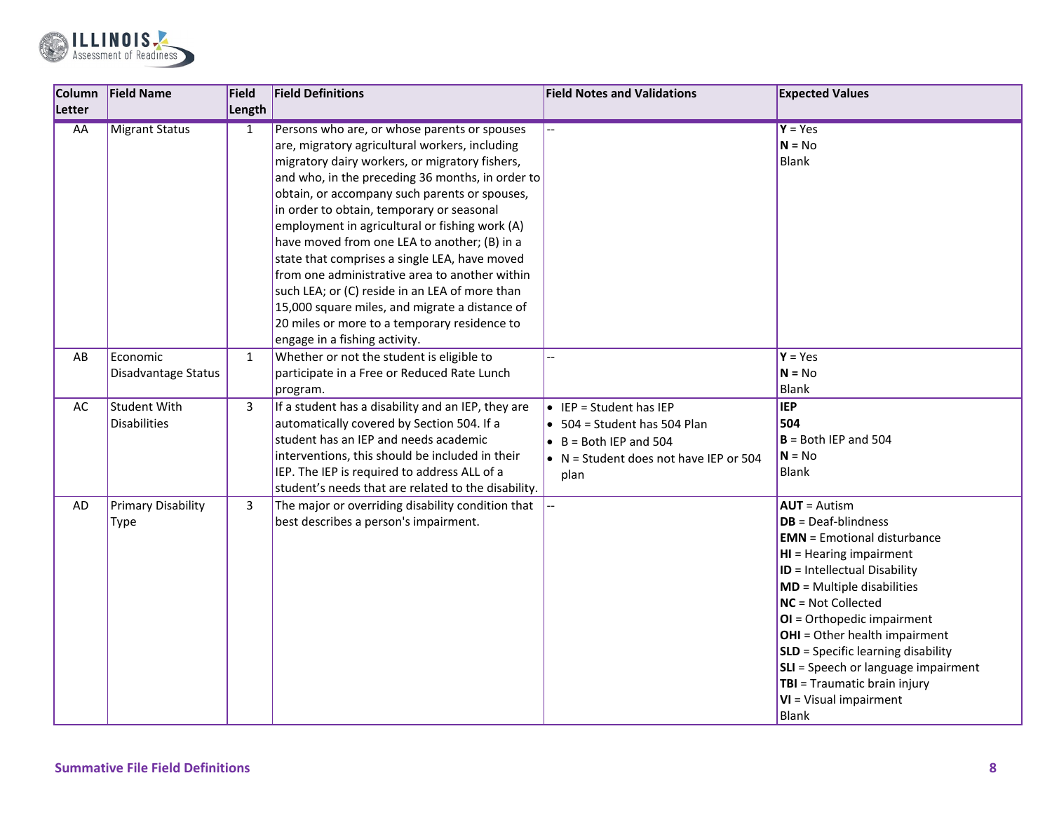| Column Letter | Field Name | Field Length | Field Definitions | Field Notes and Validations | Expected Values |
|---|---|---|---|---|---|
| AA | Migrant Status | 1 | Persons who are, or whose parents or spouses are, migratory agricultural workers, including migratory dairy workers, or migratory fishers, and who, in the preceding 36 months, in order to obtain, or accompany such parents or spouses, in order to obtain, temporary or seasonal employment in agricultural or fishing work (A) have moved from one LEA to another; (B) in a state that comprises a single LEA, have moved from one administrative area to another within such LEA; or (C) reside in an LEA of more than 15,000 square miles, and migrate a distance of 20 miles or more to a temporary residence to engage in a fishing activity. | -- | **Y** = Yes<br>**N** = No<br>Blank |
| AB | Economic Disadvantage Status | 1 | Whether or not the student is eligible to participate in a Free or Reduced Rate Lunch program. | -- | **Y** = Yes<br>**N** = No<br>Blank |
| AC | Student With Disabilities | 3 | If a student has a disability and an IEP, they are automatically covered by Section 504. If a student has an IEP and needs academic interventions, this should be included in their IEP. The IEP is required to address ALL of a student's needs that are related to the disability. | • IEP = Student has IEP<br>• 504 = Student has 504 Plan<br>• B = Both IEP and 504<br>• N = Student does not have IEP or 504 plan | **IEP**<br>**504**<br>**B** = Both IEP and 504<br>**N** = No<br>Blank |
| AD | Primary Disability Type | 3 | The major or overriding disability condition that best describes a person's impairment. | -- | **AUT** = Autism<br>**DB** = Deaf-blindness<br>**EMN** = Emotional disturbance<br>**HI** = Hearing impairment<br>**ID** = Intellectual Disability<br>**MD** = Multiple disabilities<br>**NC** = Not Collected<br>**OI** = Orthopedic impairment<br>**OHI** = Other health impairment<br>**SLD** = Specific learning disability<br>**SLI** = Speech or language impairment<br>**TBI** = Traumatic brain injury<br>**VI** = Visual impairment<br>Blank |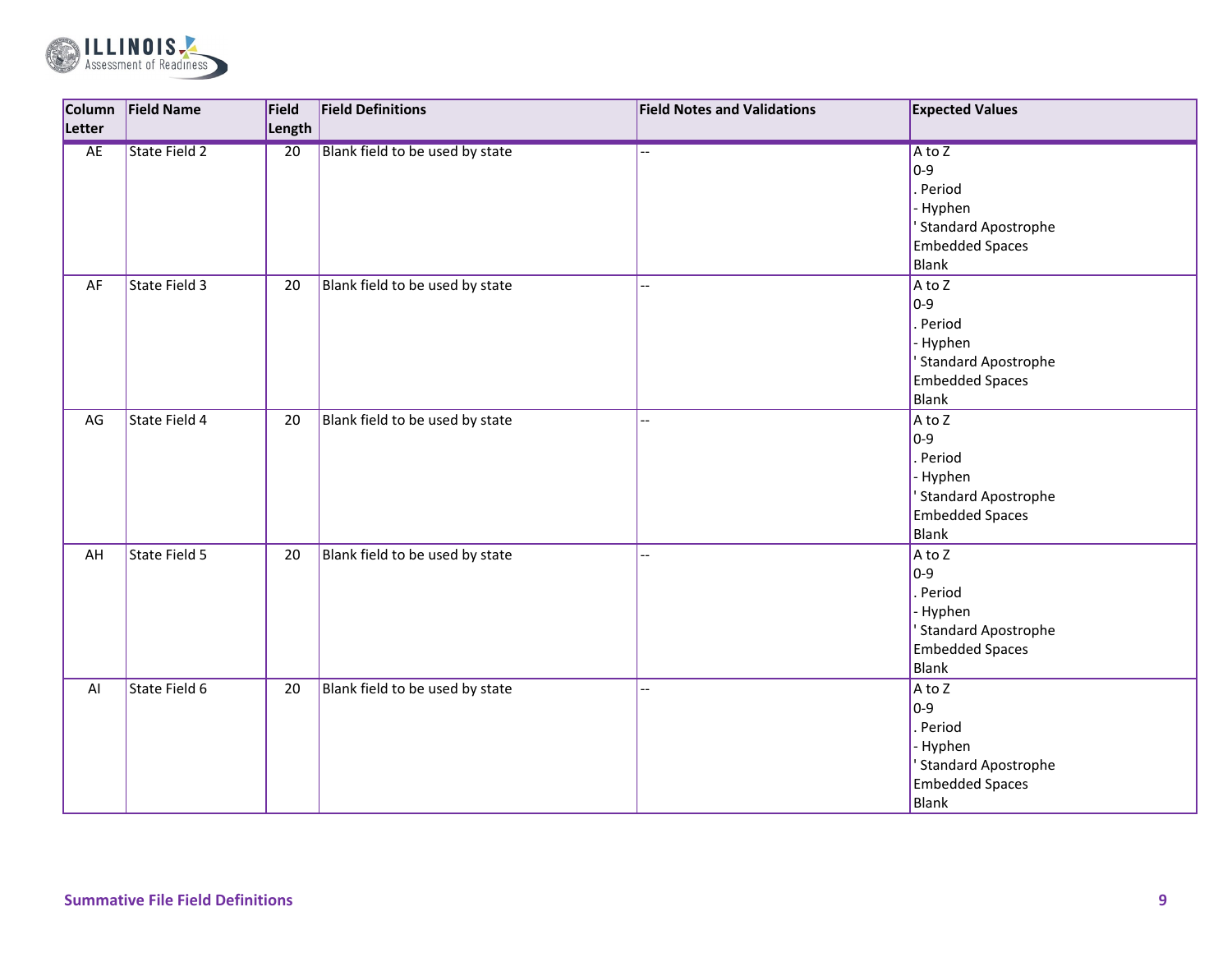| Column Letter | Field Name | Field Length | Field Definitions | Field Notes and Validations | Expected Values |
|---|---|---|---|---|---|
| AE | State Field 2 | 20 | Blank field to be used by state | -- | A to Z<br>0-9<br>. Period<br>- Hyphen<br>' Standard Apostrophe<br>Embedded Spaces<br>Blank |
| AF | State Field 3 | 20 | Blank field to be used by state | -- | A to Z<br>0-9<br>. Period<br>- Hyphen<br>' Standard Apostrophe<br>Embedded Spaces<br>Blank |
| AG | State Field 4 | 20 | Blank field to be used by state | -- | A to Z<br>0-9<br>. Period<br>- Hyphen<br>' Standard Apostrophe<br>Embedded Spaces<br>Blank |
| AH | State Field 5 | 20 | Blank field to be used by state | -- | A to Z<br>0-9<br>. Period<br>- Hyphen<br>' Standard Apostrophe<br>Embedded Spaces<br>Blank |
| AI | State Field 6 | 20 | Blank field to be used by state | -- | A to Z<br>0-9<br>. Period<br>- Hyphen<br>' Standard Apostrophe<br>Embedded Spaces<br>Blank |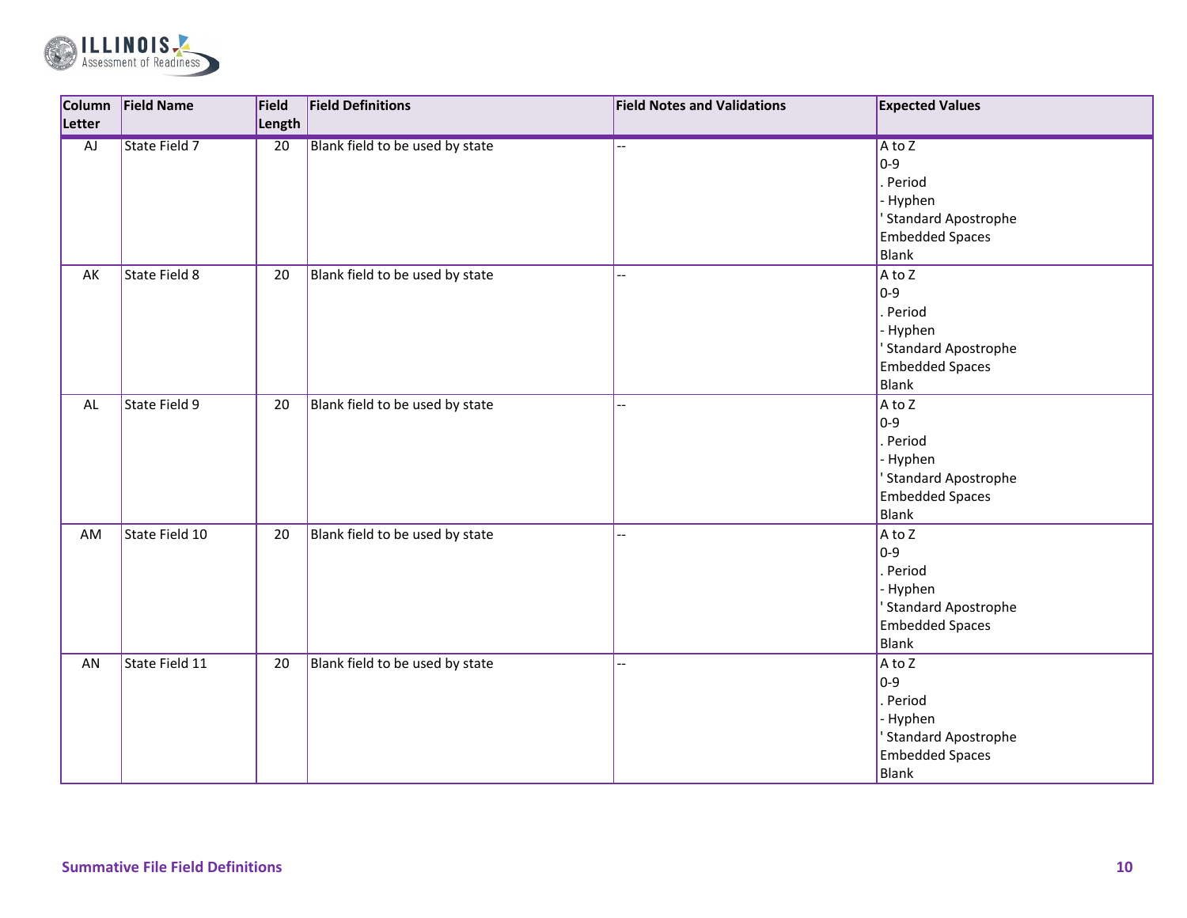| Column Letter | Field Name | Field Length | Field Definitions | Field Notes and Validations | Expected Values |
|---|---|---|---|---|---|
| AJ | State Field 7 | 20 | Blank field to be used by state | -- | A to Z<br>0-9<br>. Period<br>- Hyphen<br>' Standard Apostrophe<br>Embedded Spaces<br>Blank |
| AK | State Field 8 | 20 | Blank field to be used by state | -- | A to Z<br>0-9<br>. Period<br>- Hyphen<br>' Standard Apostrophe<br>Embedded Spaces<br>Blank |
| AL | State Field 9 | 20 | Blank field to be used by state | -- | A to Z<br>0-9<br>. Period<br>- Hyphen<br>' Standard Apostrophe<br>Embedded Spaces<br>Blank |
| AM | State Field 10 | 20 | Blank field to be used by state | -- | A to Z<br>0-9<br>. Period<br>- Hyphen<br>' Standard Apostrophe<br>Embedded Spaces<br>Blank |
| AN | State Field 11 | 20 | Blank field to be used by state | -- | A to Z<br>0-9<br>. Period<br>- Hyphen<br>' Standard Apostrophe<br>Embedded Spaces<br>Blank |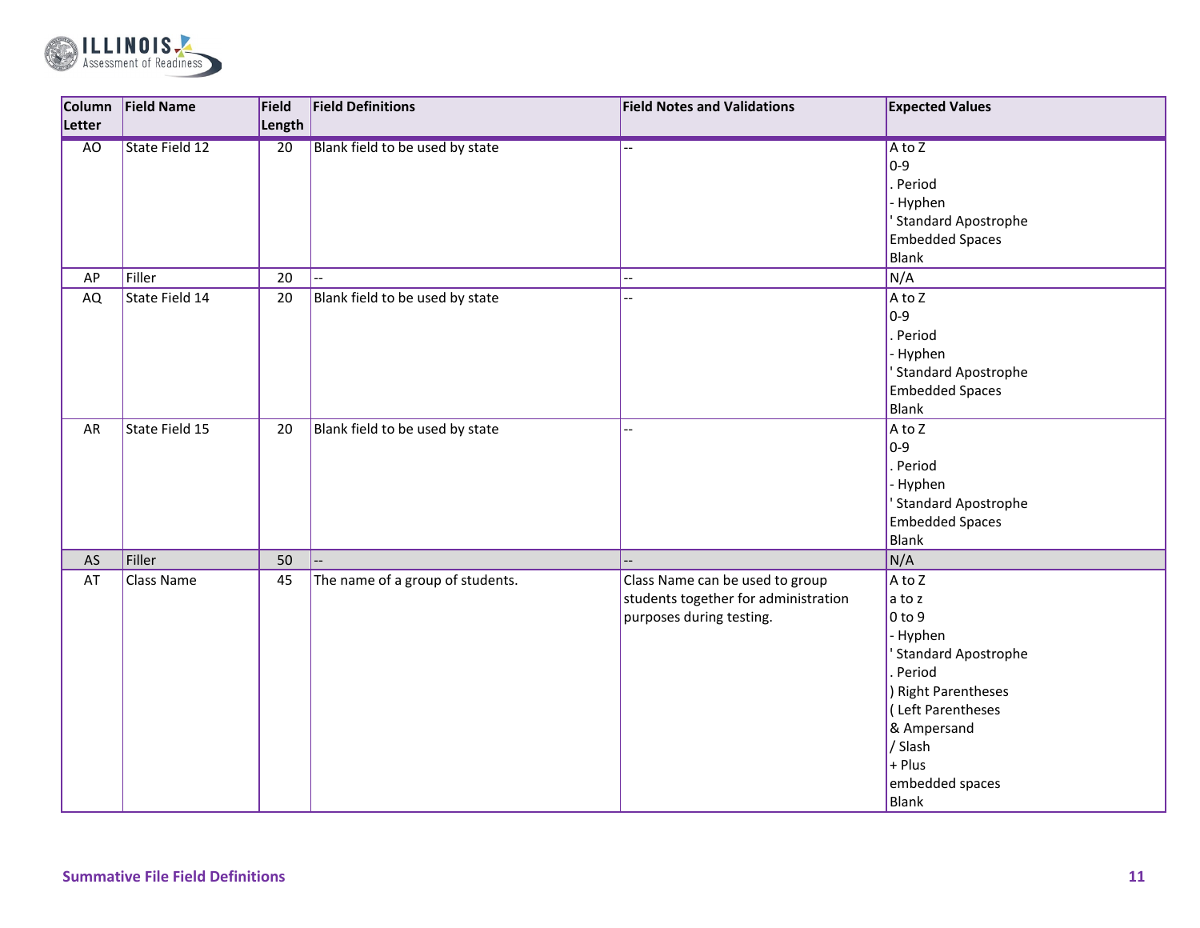| Column Letter | Field Name | Field Length | Field Definitions | Field Notes and Validations | Expected Values |
|---|---|---|---|---|---|
| AO | State Field 12 | 20 | Blank field to be used by state | -- | A to Z<br>0-9<br>. Period<br>- Hyphen<br>' Standard Apostrophe<br>Embedded Spaces<br>Blank |
| AP | Filler | 20 | -- | -- | N/A |
| AQ | State Field 14 | 20 | Blank field to be used by state | -- | A to Z<br>0-9<br>. Period<br>- Hyphen<br>' Standard Apostrophe<br>Embedded Spaces<br>Blank |
| AR | State Field 15 | 20 | Blank field to be used by state | -- | A to Z<br>0-9<br>. Period<br>- Hyphen<br>' Standard Apostrophe<br>Embedded Spaces<br>Blank |
| AS | Filler | 50 | -- | -- | N/A |
| AT | Class Name | 45 | The name of a group of students. | Class Name can be used to group students together for administration purposes during testing. | A to Z<br>a to z<br>0 to 9<br>- Hyphen<br>' Standard Apostrophe<br>. Period<br>) Right Parentheses<br>( Left Parentheses<br>& Ampersand<br>/ Slash<br>+ Plus<br>embedded spaces<br>Blank |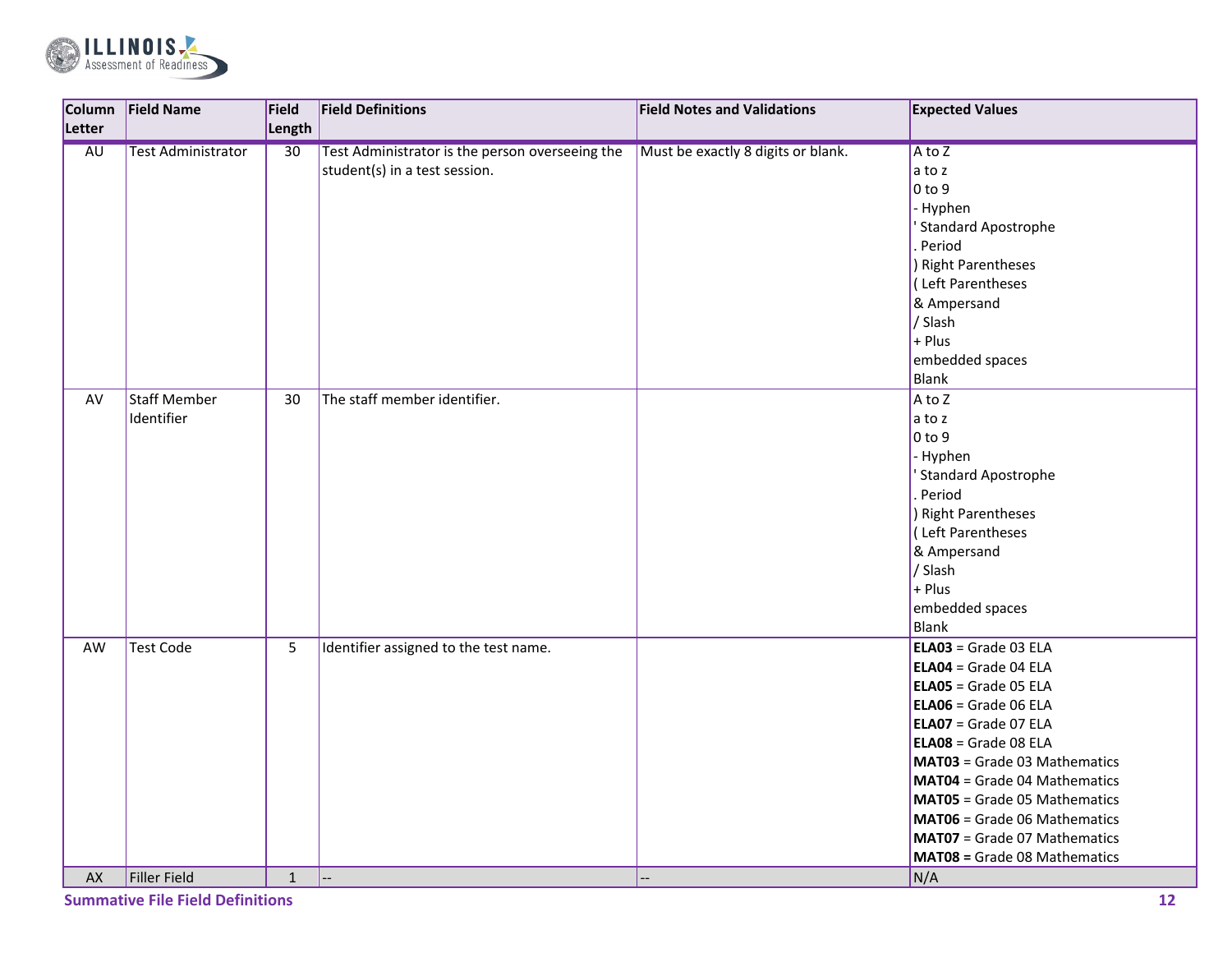| Column Letter | Field Name | Field Length | Field Definitions | Field Notes and Validations | Expected Values |
|---|---|---|---|---|---|
| AU | Test Administrator | 30 | Test Administrator is the person overseeing the student(s) in a test session. | Must be exactly 8 digits or blank. | A to Z<br>a to z<br>0 to 9<br>- Hyphen<br>' Standard Apostrophe<br>. Period<br>) Right Parentheses<br>( Left Parentheses<br>& Ampersand<br>/ Slash<br>+ Plus<br>embedded spaces<br>Blank |
| AV | Staff Member Identifier | 30 | The staff member identifier. | | A to Z<br>a to z<br>0 to 9<br>- Hyphen<br>' Standard Apostrophe<br>. Period<br>) Right Parentheses<br>( Left Parentheses<br>& Ampersand<br>/ Slash<br>+ Plus<br>embedded spaces<br>Blank |
| AW | Test Code | 5 | Identifier assigned to the test name. | | **ELA03** = Grade 03 ELA<br>**ELA04** = Grade 04 ELA<br>**ELA05** = Grade 05 ELA<br>**ELA06** = Grade 06 ELA<br>**ELA07** = Grade 07 ELA<br>**ELA08** = Grade 08 ELA<br>**MAT03** = Grade 03 Mathematics<br>**MAT04** = Grade 04 Mathematics<br>**MAT05** = Grade 05 Mathematics<br>**MAT06** = Grade 06 Mathematics<br>**MAT07** = Grade 07 Mathematics<br>**MAT08 =** Grade 08 Mathematics |
| AX | Filler Field | 1 | -- | -- | N/A |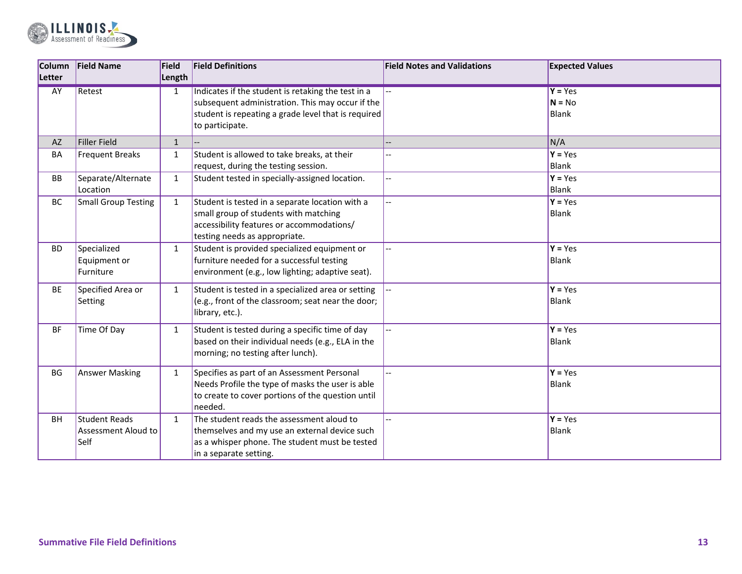| Column Letter | Field Name | Field Length | Field Definitions | Field Notes and Validations | Expected Values |
|---|---|---|---|---|---|
| AY | Retest | 1 | Indicates if the student is retaking the test in a subsequent administration. This may occur if the student is repeating a grade level that is required to participate. | -- | **Y** = Yes<br>**N** = No<br>Blank |
| AZ | Filler Field | 1 | -- | -- | N/A |
| BA | Frequent Breaks | 1 | Student is allowed to take breaks, at their request, during the testing session. | -- | **Y** = Yes<br>Blank |
| BB | Separate/Alternate Location | 1 | Student tested in specially-assigned location. | -- | **Y** = Yes<br>Blank |
| BC | Small Group Testing | 1 | Student is tested in a separate location with a small group of students with matching accessibility features or accommodations/ testing needs as appropriate. | -- | **Y** = Yes<br>Blank |
| BD | Specialized Equipment or Furniture | 1 | Student is provided specialized equipment or furniture needed for a successful testing environment (e.g., low lighting; adaptive seat). | -- | **Y** = Yes<br>Blank |
| BE | Specified Area or Setting | 1 | Student is tested in a specialized area or setting (e.g., front of the classroom; seat near the door; library, etc.). | -- | **Y** = Yes<br>Blank |
| BF | Time Of Day | 1 | Student is tested during a specific time of day based on their individual needs (e.g., ELA in the morning; no testing after lunch). | -- | **Y** = Yes<br>Blank |
| BG | Answer Masking | 1 | Specifies as part of an Assessment Personal Needs Profile the type of masks the user is able to create to cover portions of the question until needed. | -- | **Y** = Yes<br>Blank |
| BH | Student Reads Assessment Aloud to Self | 1 | The student reads the assessment aloud to themselves and my use an external device such as a whisper phone. The student must be tested in a separate setting. | -- | **Y** = Yes<br>Blank |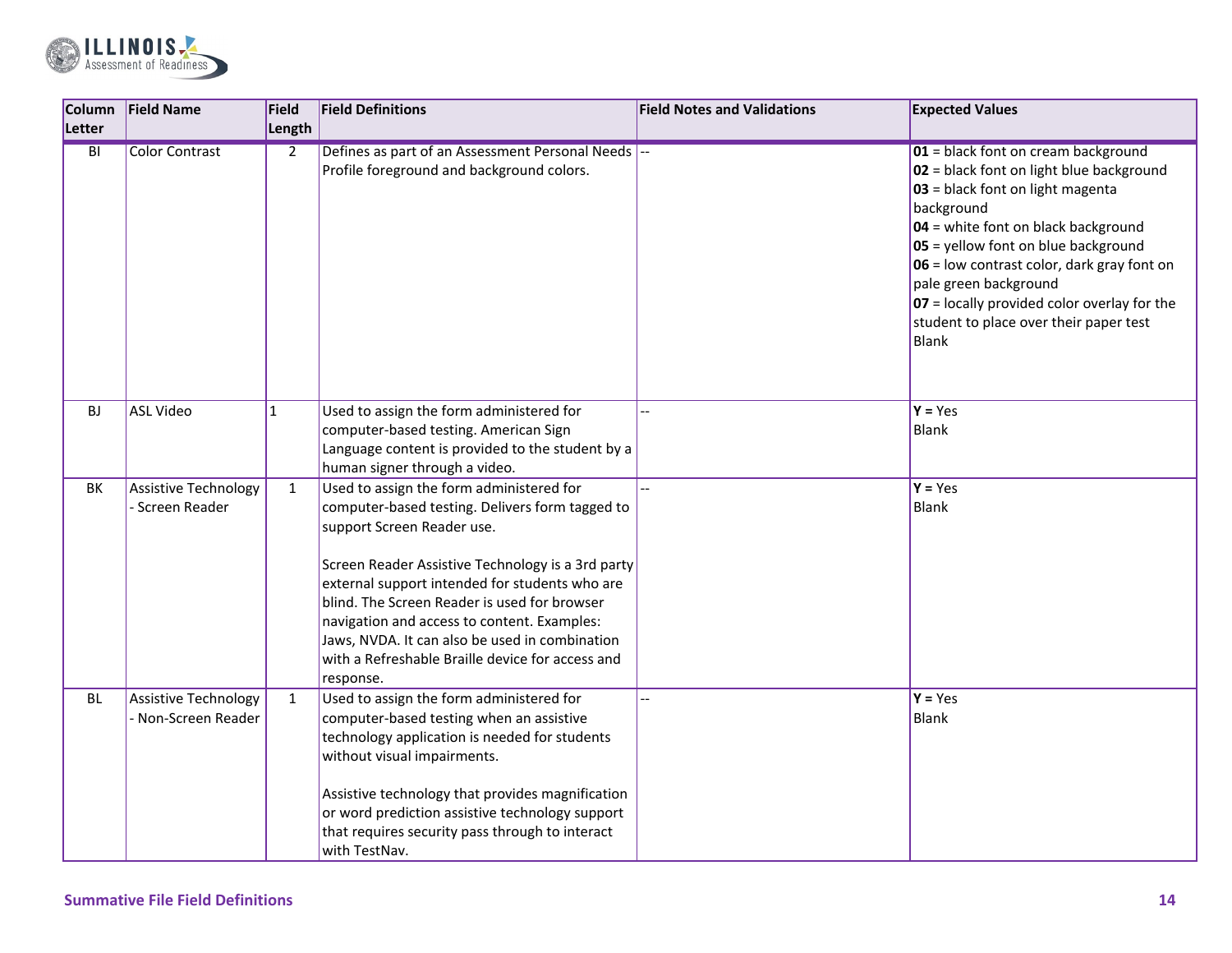| Column Letter | Field Name | Field Length | Field Definitions | Field Notes and Validations | Expected Values |
|---|---|---|---|---|---|
| BI | Color Contrast | 2 | Defines as part of an Assessment Personal Needs Profile foreground and background colors. | -- | **01** = black font on cream background<br>**02** = black font on light blue background<br>**03** = black font on light magenta background<br>**04** = white font on black background<br>**05** = yellow font on blue background<br>**06** = low contrast color, dark gray font on pale green background<br>**07** = locally provided color overlay for the student to place over their paper test<br>Blank |
| BJ | ASL Video | 1 | Used to assign the form administered for computer-based testing. American Sign Language content is provided to the student by a human signer through a video. | -- | **Y** = Yes<br>Blank |
| BK | Assistive Technology - Screen Reader | 1 | Used to assign the form administered for computer-based testing. Delivers form tagged to support Screen Reader use.<br><br>Screen Reader Assistive Technology is a 3rd party external support intended for students who are blind. The Screen Reader is used for browser navigation and access to content. Examples: Jaws, NVDA. It can also be used in combination with a Refreshable Braille device for access and response. | -- | **Y** = Yes<br>Blank |
| BL | Assistive Technology - Non-Screen Reader | 1 | Used to assign the form administered for computer-based testing when an assistive technology application is needed for students without visual impairments.<br><br>Assistive technology that provides magnification or word prediction assistive technology support that requires security pass through to interact with TestNav. | -- | **Y** = Yes<br>Blank |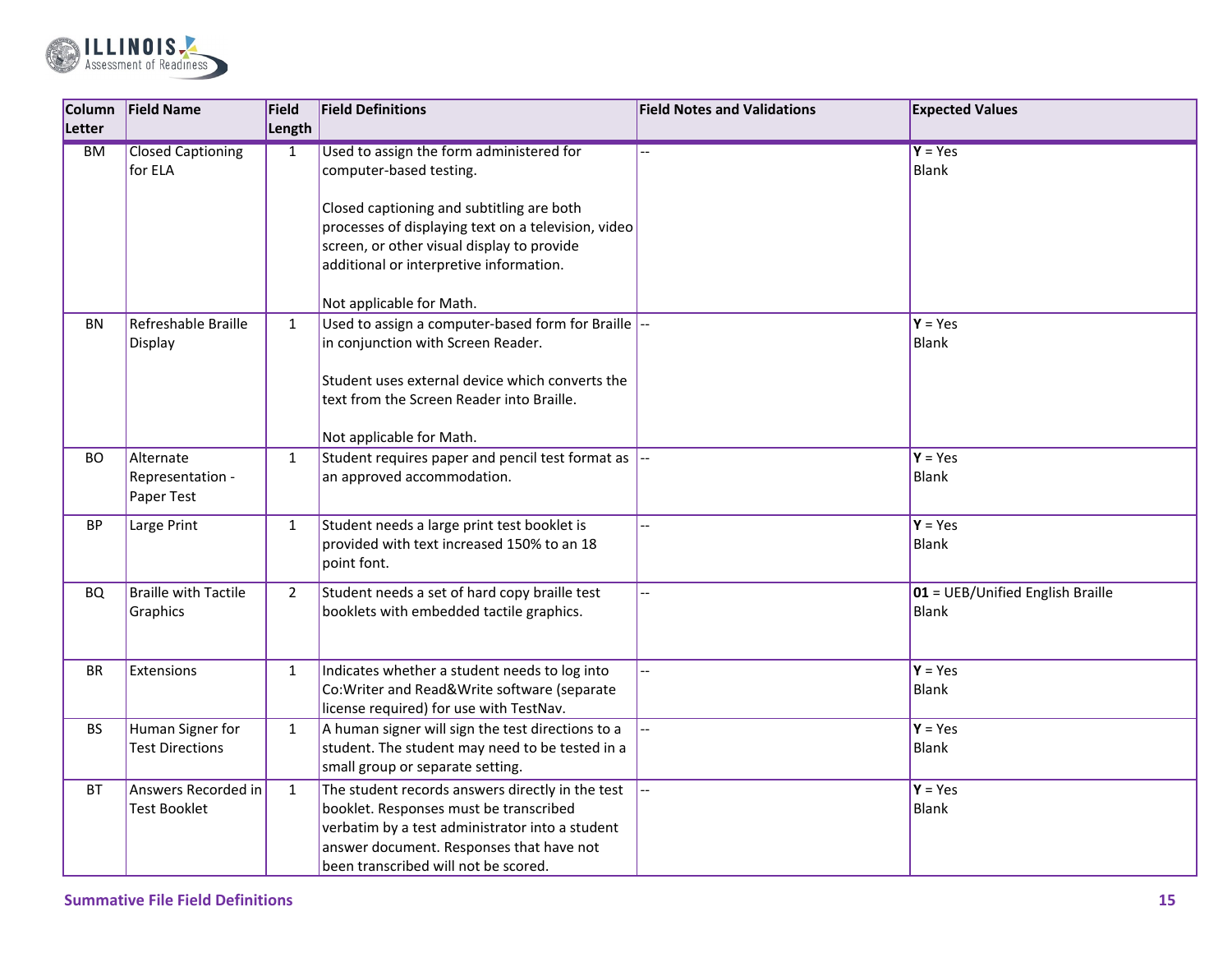| Column Letter | Field Name | Field Length | Field Definitions | Field Notes and Validations | Expected Values |
|---|---|---|---|---|---|
| BM | Closed Captioning for ELA | 1 | Used to assign the form administered for computer-based testing.<br><br>Closed captioning and subtitling are both processes of displaying text on a television, video screen, or other visual display to provide additional or interpretive information.<br><br>Not applicable for Math. | -- | **Y** = Yes<br>Blank |
| BN | Refreshable Braille Display | 1 | Used to assign a computer-based form for Braille in conjunction with Screen Reader.<br><br>Student uses external device which converts the text from the Screen Reader into Braille.<br><br>Not applicable for Math. | -- | **Y** = Yes<br>Blank |
| BO | Alternate Representation - Paper Test | 1 | Student requires paper and pencil test format as an approved accommodation. | -- | **Y** = Yes<br>Blank |
| BP | Large Print | 1 | Student needs a large print test booklet is provided with text increased 150% to an 18 point font. | -- | **Y** = Yes<br>Blank |
| BQ | Braille with Tactile Graphics | 2 | Student needs a set of hard copy braille test booklets with embedded tactile graphics. | -- | **01** = UEB/Unified English Braille<br>Blank |
| BR | Extensions | 1 | Indicates whether a student needs to log into Co:Writer and Read&Write software (separate license required) for use with TestNav. | -- | **Y** = Yes<br>Blank |
| BS | Human Signer for Test Directions | 1 | A human signer will sign the test directions to a student. The student may need to be tested in a small group or separate setting. | -- | **Y** = Yes<br>Blank |
| BT | Answers Recorded in Test Booklet | 1 | The student records answers directly in the test booklet. Responses must be transcribed verbatim by a test administrator into a student answer document. Responses that have not been transcribed will not be scored. | -- | **Y** = Yes<br>Blank |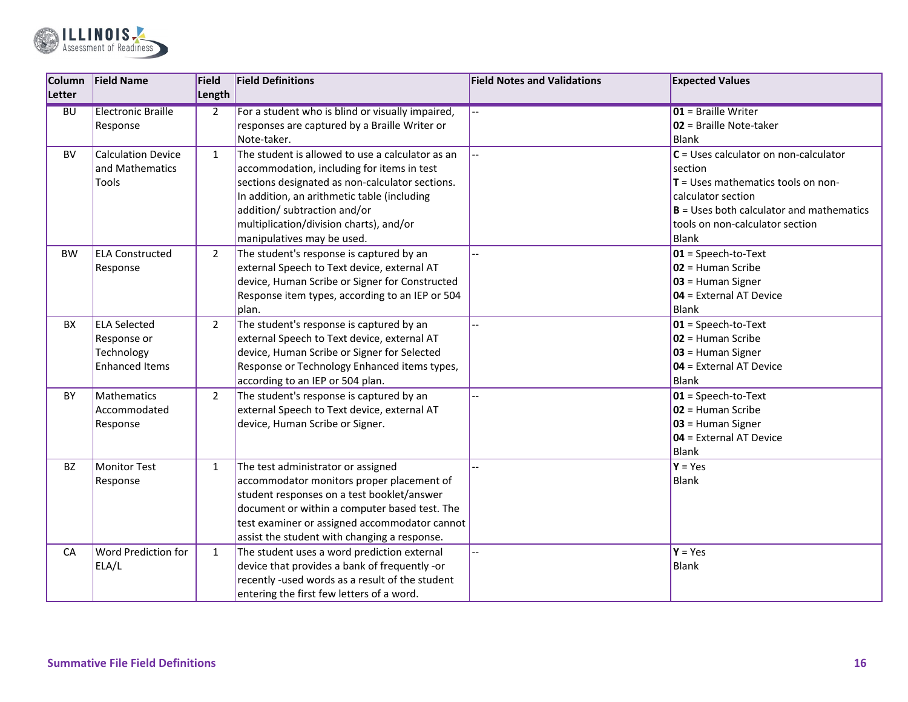| Column Letter | Field Name | Field Length | Field Definitions | Field Notes and Validations | Expected Values |
|---|---|---|---|---|---|
| BU | Electronic Braille Response | 2 | For a student who is blind or visually impaired, responses are captured by a Braille Writer or Note-taker. | -- | **01** = Braille Writer<br>**02** = Braille Note-taker<br>Blank |
| BV | Calculation Device and Mathematics Tools | 1 | The student is allowed to use a calculator as an accommodation, including for items in test sections designated as non-calculator sections. In addition, an arithmetic table (including addition/ subtraction and/or multiplication/division charts), and/or manipulatives may be used. | -- | **C** = Uses calculator on non-calculator section<br>**T** = Uses mathematics tools on non-calculator section<br>**B** = Uses both calculator and mathematics tools on non-calculator section<br>Blank |
| BW | ELA Constructed Response | 2 | The student's response is captured by an external Speech to Text device, external AT device, Human Scribe or Signer for Constructed Response item types, according to an IEP or 504 plan. | -- | **01** = Speech-to-Text<br>**02** = Human Scribe<br>**03** = Human Signer<br>**04** = External AT Device<br>Blank |
| BX | ELA Selected Response or Technology Enhanced Items | 2 | The student's response is captured by an external Speech to Text device, external AT device, Human Scribe or Signer for Selected Response or Technology Enhanced items types, according to an IEP or 504 plan. | -- | **01** = Speech-to-Text<br>**02** = Human Scribe<br>**03** = Human Signer<br>**04** = External AT Device<br>Blank |
| BY | Mathematics Accommodated Response | 2 | The student's response is captured by an external Speech to Text device, external AT device, Human Scribe or Signer. | -- | **01** = Speech-to-Text<br>**02** = Human Scribe<br>**03** = Human Signer<br>**04** = External AT Device<br>Blank |
| BZ | Monitor Test Response | 1 | The test administrator or assigned accommodator monitors proper placement of student responses on a test booklet/answer document or within a computer based test. The test examiner or assigned accommodator cannot assist the student with changing a response. | -- | **Y** = Yes<br>Blank |
| CA | Word Prediction for ELA/L | 1 | The student uses a word prediction external device that provides a bank of frequently -or recently -used words as a result of the student entering the first few letters of a word. | -- | **Y** = Yes<br>Blank |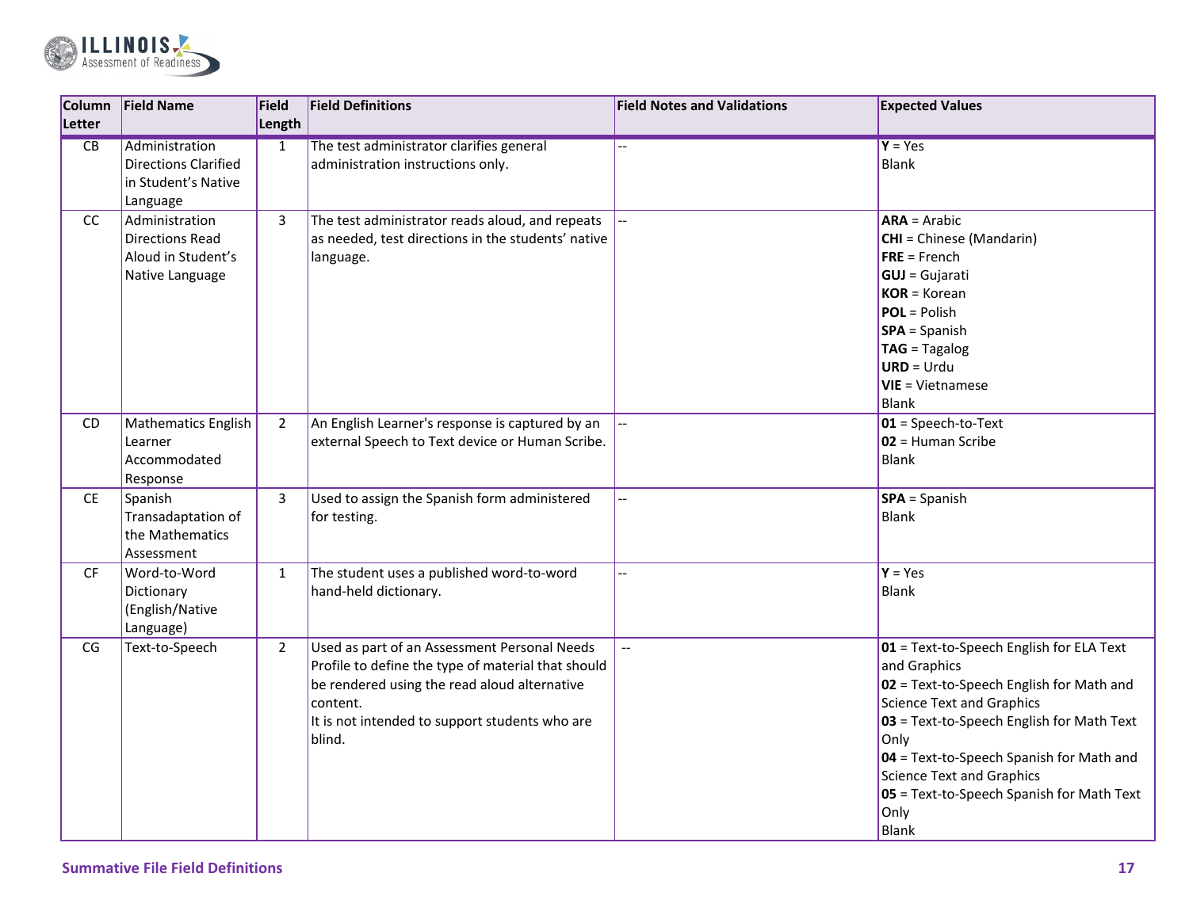| Column Letter | Field Name | Field Length | Field Definitions | Field Notes and Validations | Expected Values |
|---|---|---|---|---|---|
| CB | Administration Directions Clarified in Student's Native Language | 1 | The test administrator clarifies general administration instructions only. | -- | **Y** = Yes<br>Blank |
| CC | Administration Directions Read Aloud in Student's Native Language | 3 | The test administrator reads aloud, and repeats as needed, test directions in the students' native language. | -- | **ARA** = Arabic<br>**CHI** = Chinese (Mandarin)<br>**FRE** = French<br>**GUJ** = Gujarati<br>**KOR** = Korean<br>**POL** = Polish<br>**SPA** = Spanish<br>**TAG** = Tagalog<br>**URD** = Urdu<br>**VIE** = Vietnamese<br>Blank |
| CD | Mathematics English Learner Accommodated Response | 2 | An English Learner's response is captured by an external Speech to Text device or Human Scribe. | -- | **01** = Speech-to-Text<br>**02** = Human Scribe<br>Blank |
| CE | Spanish Transadaptation of the Mathematics Assessment | 3 | Used to assign the Spanish form administered for testing. | -- | **SPA** = Spanish<br>Blank |
| CF | Word-to-Word Dictionary (English/Native Language) | 1 | The student uses a published word-to-word hand-held dictionary. | -- | **Y** = Yes<br>Blank |
| CG | Text-to-Speech | 2 | Used as part of an Assessment Personal Needs Profile to define the type of material that should be rendered using the read aloud alternative content.<br>It is not intended to support students who are blind. | -- | **01** = Text-to-Speech English for ELA Text and Graphics<br>**02** = Text-to-Speech English for Math and Science Text and Graphics<br>**03** = Text-to-Speech English for Math Text Only<br>**04** = Text-to-Speech Spanish for Math and Science Text and Graphics<br>**05** = Text-to-Speech Spanish for Math Text Only<br>Blank |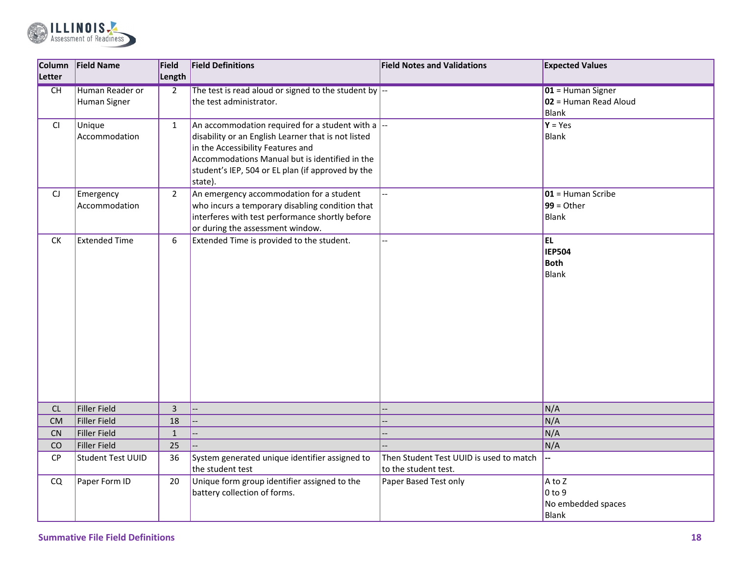| Column Letter | Field Name | Field Length | Field Definitions | Field Notes and Validations | Expected Values |
|---|---|---|---|---|---|
| CH | Human Reader or Human Signer | 2 | The test is read aloud or signed to the student by the test administrator. | -- | **01** = Human Signer<br>**02** = Human Read Aloud<br>Blank |
| CI | Unique Accommodation | 1 | An accommodation required for a student with a disability or an English Learner that is not listed in the Accessibility Features and Accommodations Manual but is identified in the student's IEP, 504 or EL plan (if approved by the state). | -- | **Y** = Yes<br>Blank |
| CJ | Emergency Accommodation | 2 | An emergency accommodation for a student who incurs a temporary disabling condition that interferes with test performance shortly before or during the assessment window. | -- | **01** = Human Scribe<br>**99** = Other<br>Blank |
| CK | Extended Time | 6 | Extended Time is provided to the student. | -- | **EL**<br>**IEP504**<br>**Both**<br>Blank |
| CL | Filler Field | 3 | -- | -- | N/A |
| CM | Filler Field | 18 | -- | -- | N/A |
| CN | Filler Field | 1 | -- | -- | N/A |
| CO | Filler Field | 25 | -- | -- | N/A |
| CP | Student Test UUID | 36 | System generated unique identifier assigned to the student test | Then Student Test UUID is used to match to the student test. | -- |
| CQ | Paper Form ID | 20 | Unique form group identifier assigned to the battery collection of forms. | Paper Based Test only | A to Z<br>0 to 9<br>No embedded spaces<br>Blank |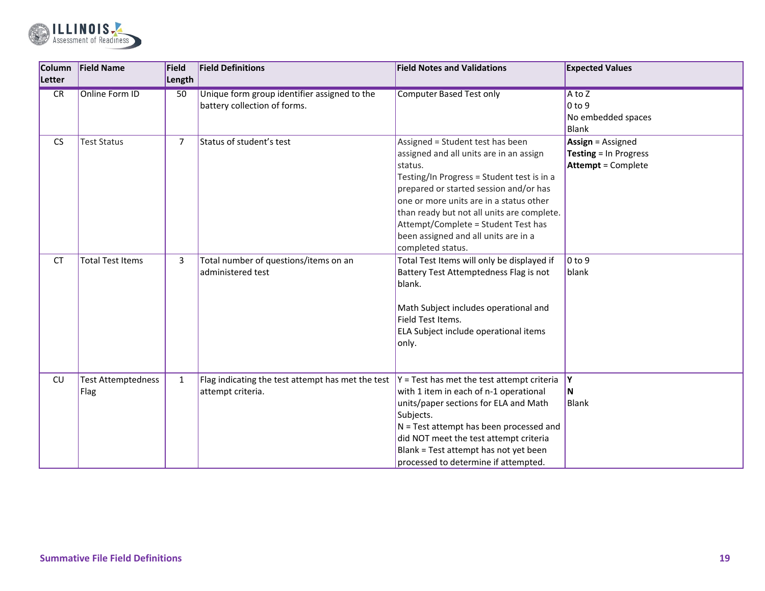| Column Letter | Field Name | Field Length | Field Definitions | Field Notes and Validations | Expected Values |
|---|---|---|---|---|---|
| CR | Online Form ID | 50 | Unique form group identifier assigned to the battery collection of forms. | Computer Based Test only | A to Z<br>0 to 9<br>No embedded spaces<br>Blank |
| CS | Test Status | 7 | Status of student's test | Assigned = Student test has been assigned and all units are in an assign status.<br>Testing/In Progress = Student test is in a prepared or started session and/or has one or more units are in a status other than ready but not all units are complete.<br>Attempt/Complete = Student Test has been assigned and all units are in a completed status. | **Assign** = Assigned<br>**Testing** = In Progress<br>**Attempt** = Complete |
| CT | Total Test Items | 3 | Total number of questions/items on an administered test | Total Test Items will only be displayed if Battery Test Attemptedness Flag is not blank.<br><br>Math Subject includes operational and Field Test Items.<br>ELA Subject include operational items only. | 0 to 9<br>blank |
| CU | Test Attemptedness Flag | 1 | Flag indicating the test attempt has met the test attempt criteria. | Y = Test has met the test attempt criteria with 1 item in each of n-1 operational units/paper sections for ELA and Math Subjects.<br>N = Test attempt has been processed and did NOT meet the test attempt criteria<br>Blank = Test attempt has not yet been processed to determine if attempted. | **Y**<br>**N**<br>Blank |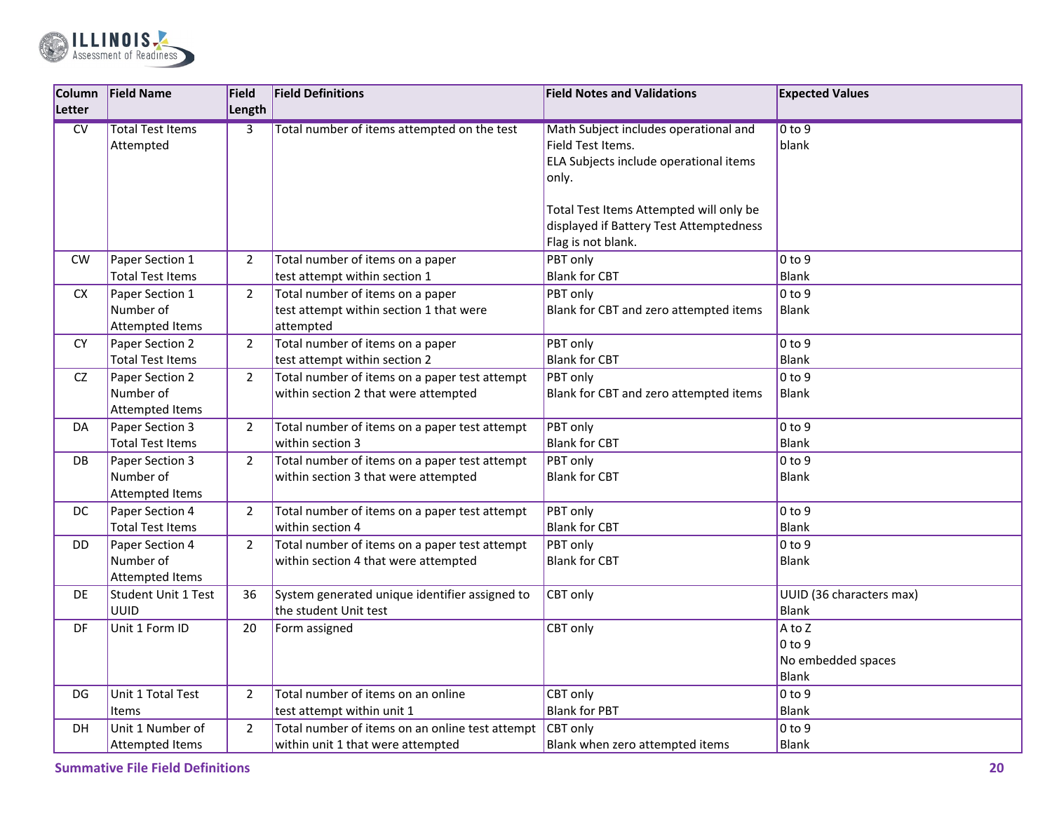| Column Letter | Field Name | Field Length | Field Definitions | Field Notes and Validations | Expected Values |
|---|---|---|---|---|---|
| CV | Total Test Items Attempted | 3 | Total number of items attempted on the test | Math Subject includes operational and Field Test Items.<br>ELA Subjects include operational items only.<br><br>Total Test Items Attempted will only be displayed if Battery Test Attemptedness Flag is not blank. | 0 to 9<br>blank |
| CW | Paper Section 1 Total Test Items | 2 | Total number of items on a paper test attempt within section 1 | PBT only<br>Blank for CBT | 0 to 9<br>Blank |
| CX | Paper Section 1 Number of Attempted Items | 2 | Total number of items on a paper test attempt within section 1 that were attempted | PBT only<br>Blank for CBT and zero attempted items | 0 to 9<br>Blank |
| CY | Paper Section 2 Total Test Items | 2 | Total number of items on a paper test attempt within section 2 | PBT only<br>Blank for CBT | 0 to 9<br>Blank |
| CZ | Paper Section 2 Number of Attempted Items | 2 | Total number of items on a paper test attempt within section 2 that were attempted | PBT only<br>Blank for CBT and zero attempted items | 0 to 9<br>Blank |
| DA | Paper Section 3 Total Test Items | 2 | Total number of items on a paper test attempt within section 3 | PBT only<br>Blank for CBT | 0 to 9<br>Blank |
| DB | Paper Section 3 Number of Attempted Items | 2 | Total number of items on a paper test attempt within section 3 that were attempted | PBT only<br>Blank for CBT | 0 to 9<br>Blank |
| DC | Paper Section 4 Total Test Items | 2 | Total number of items on a paper test attempt within section 4 | PBT only<br>Blank for CBT | 0 to 9<br>Blank |
| DD | Paper Section 4 Number of Attempted Items | 2 | Total number of items on a paper test attempt within section 4 that were attempted | PBT only<br>Blank for CBT | 0 to 9<br>Blank |
| DE | Student Unit 1 Test UUID | 36 | System generated unique identifier assigned to the student Unit test | CBT only | UUID (36 characters max)<br>Blank |
| DF | Unit 1 Form ID | 20 | Form assigned | CBT only | A to Z<br>0 to 9<br>No embedded spaces<br>Blank |
| DG | Unit 1 Total Test Items | 2 | Total number of items on an online test attempt within unit 1 | CBT only<br>Blank for PBT | 0 to 9<br>Blank |
| DH | Unit 1 Number of Attempted Items | 2 | Total number of items on an online test attempt within unit 1 that were attempted | CBT only<br>Blank when zero attempted items | 0 to 9<br>Blank |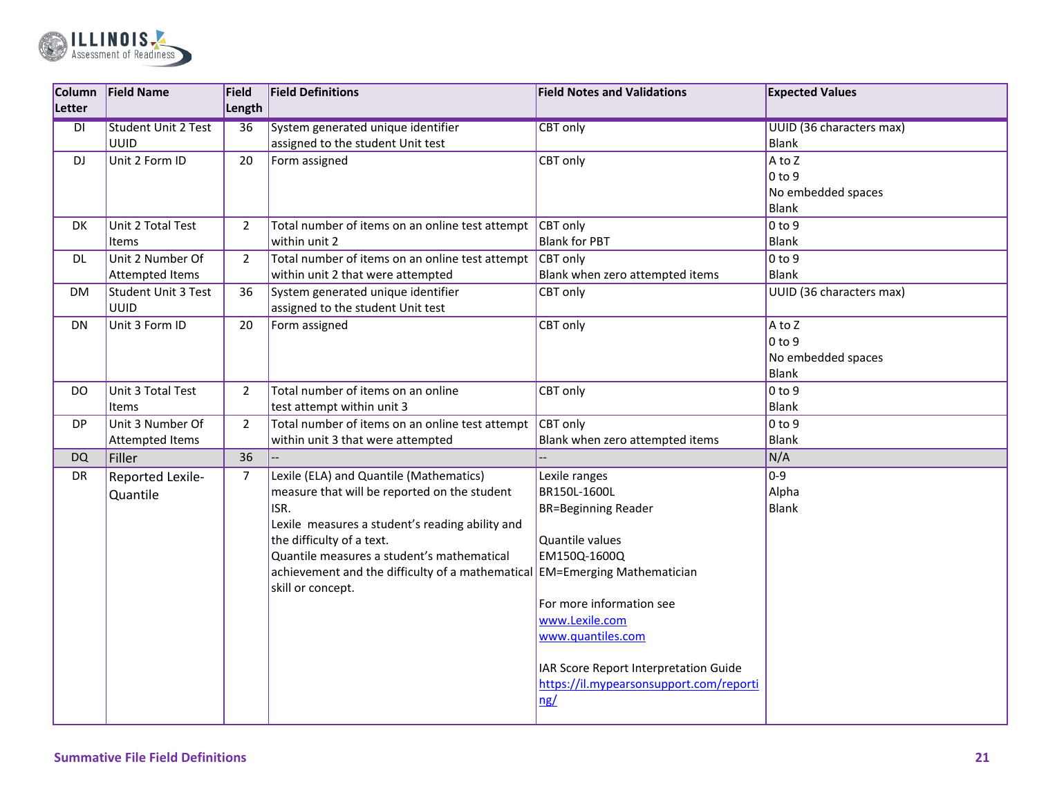| Column Letter | Field Name | Field Length | Field Definitions | Field Notes and Validations | Expected Values |
|---|---|---|---|---|---|
| DI | Student Unit 2 Test UUID | 36 | System generated unique identifier assigned to the student Unit test | CBT only | UUID (36 characters max)<br>Blank |
| DJ | Unit 2 Form ID | 20 | Form assigned | CBT only | A to Z<br>0 to 9<br>No embedded spaces<br>Blank |
| DK | Unit 2 Total Test Items | 2 | Total number of items on an online test attempt within unit 2 | CBT only<br>Blank for PBT | 0 to 9<br>Blank |
| DL | Unit 2 Number Of Attempted Items | 2 | Total number of items on an online test attempt within unit 2 that were attempted | CBT only<br>Blank when zero attempted items | 0 to 9<br>Blank |
| DM | Student Unit 3 Test UUID | 36 | System generated unique identifier assigned to the student Unit test | CBT only | UUID (36 characters max) |
| DN | Unit 3 Form ID | 20 | Form assigned | CBT only | A to Z<br>0 to 9<br>No embedded spaces<br>Blank |
| DO | Unit 3 Total Test Items | 2 | Total number of items on an online test attempt within unit 3 | CBT only | 0 to 9<br>Blank |
| DP | Unit 3 Number Of Attempted Items | 2 | Total number of items on an online test attempt within unit 3 that were attempted | CBT only<br>Blank when zero attempted items | 0 to 9<br>Blank |
| DQ | Filler | 36 | -- | -- | N/A |
| DR | Reported Lexile-Quantile | 7 | Lexile (ELA) and Quantile (Mathematics) measure that will be reported on the student ISR.<br>Lexile measures a student's reading ability and the difficulty of a text.<br>Quantile measures a student's mathematical achievement and the difficulty of a mathematical skill or concept. | Lexile ranges<br>BR150L-1600L<br>BR=Beginning Reader<br><br>Quantile values<br>EM150Q-1600Q<br>EM=Emerging Mathematician<br><br>For more information see<br>www.Lexile.com<br>www.quantiles.com<br><br>IAR Score Report Interpretation Guide<br>https://il.mypearsonsupport.com/reporting/ | 0-9<br>Alpha<br>Blank |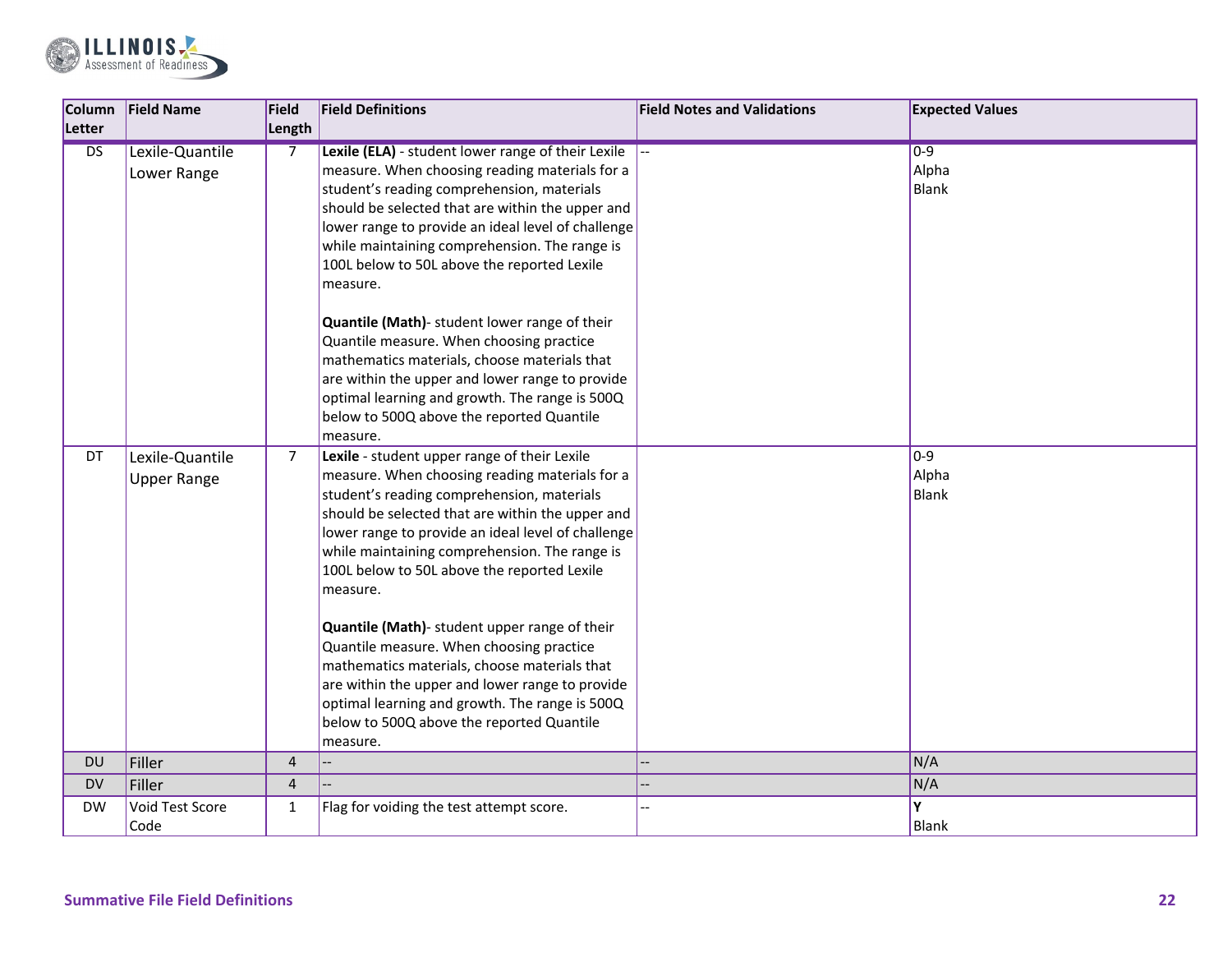| Column Letter | Field Name | Field Length | Field Definitions | Field Notes and Validations | Expected Values |
|---|---|---|---|---|---|
| DS | Lexile-Quantile Lower Range | 7 | **Lexile (ELA)** - student lower range of their Lexile measure. When choosing reading materials for a student's reading comprehension, materials should be selected that are within the upper and lower range to provide an ideal level of challenge while maintaining comprehension. The range is 100L below to 50L above the reported Lexile measure.<br><br>**Quantile (Math)**- student lower range of their Quantile measure. When choosing practice mathematics materials, choose materials that are within the upper and lower range to provide optimal learning and growth. The range is 500Q below to 500Q above the reported Quantile measure. | -- | 0-9<br>Alpha<br>Blank |
| DT | Lexile-Quantile Upper Range | 7 | **Lexile** - student upper range of their Lexile measure. When choosing reading materials for a student's reading comprehension, materials should be selected that are within the upper and lower range to provide an ideal level of challenge while maintaining comprehension. The range is 100L below to 50L above the reported Lexile measure.<br><br>**Quantile (Math)**- student upper range of their Quantile measure. When choosing practice mathematics materials, choose materials that are within the upper and lower range to provide optimal learning and growth. The range is 500Q below to 500Q above the reported Quantile measure. | | 0-9<br>Alpha<br>Blank |
| DU | Filler | 4 | -- | -- | N/A |
| DV | Filler | 4 | -- | -- | N/A |
| DW | Void Test Score Code | 1 | Flag for voiding the test attempt score. | -- | **Y**<br>Blank |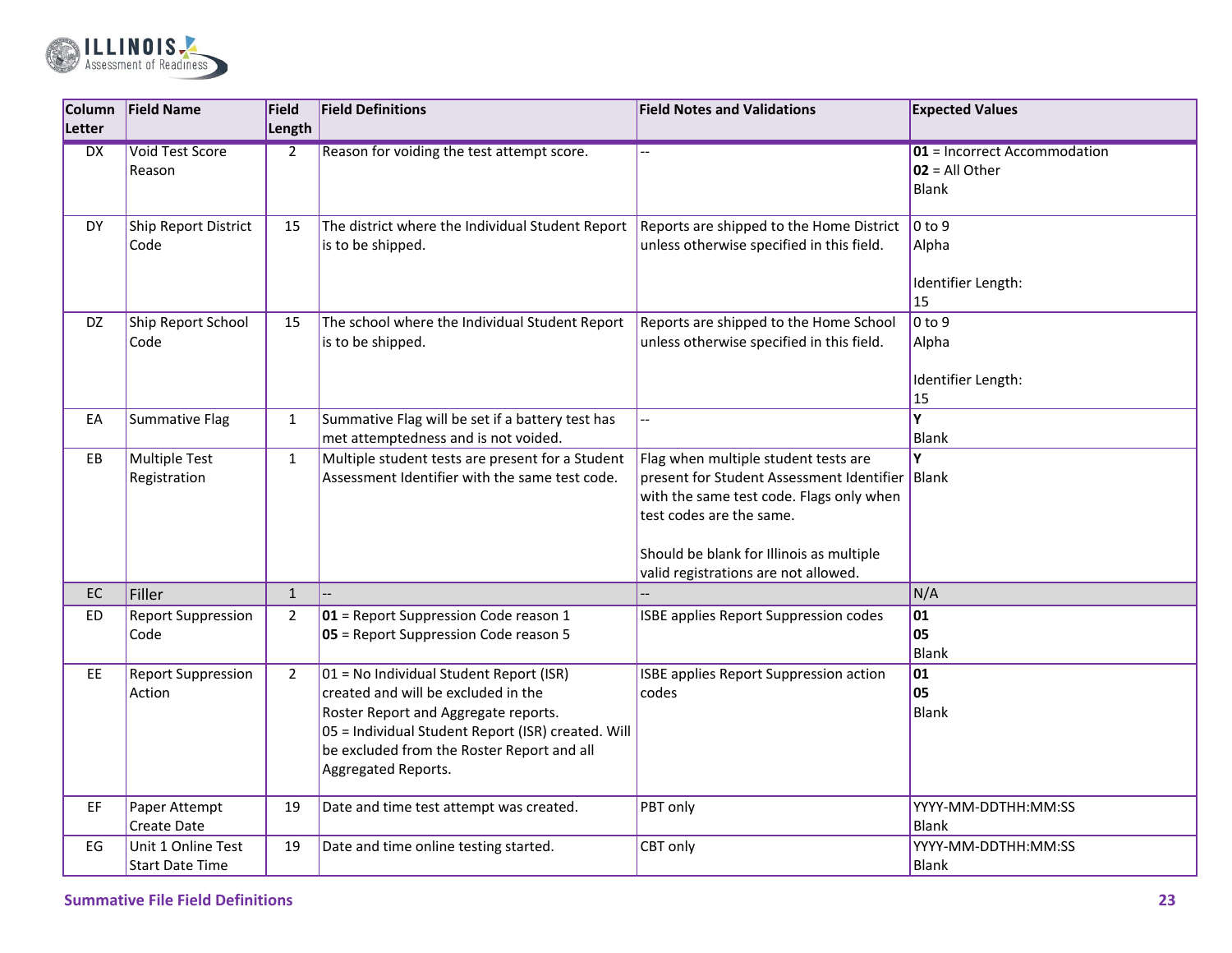| Column Letter | Field Name | Field Length | Field Definitions | Field Notes and Validations | Expected Values |
|---|---|---|---|---|---|
| DX | Void Test Score Reason | 2 | Reason for voiding the test attempt score. | -- | **01** = Incorrect Accommodation<br>**02** = All Other<br>Blank |
| DY | Ship Report District Code | 15 | The district where the Individual Student Report is to be shipped. | Reports are shipped to the Home District unless otherwise specified in this field. | 0 to 9<br>Alpha<br><br>Identifier Length:<br>15 |
| DZ | Ship Report School Code | 15 | The school where the Individual Student Report is to be shipped. | Reports are shipped to the Home School unless otherwise specified in this field. | 0 to 9<br>Alpha<br><br>Identifier Length:<br>15 |
| EA | Summative Flag | 1 | Summative Flag will be set if a battery test has met attemptedness and is not voided. | -- | **Y**<br>Blank |
| EB | Multiple Test Registration | 1 | Multiple student tests are present for a Student Assessment Identifier with the same test code. | Flag when multiple student tests are present for Student Assessment Identifier with the same test code. Flags only when test codes are the same.<br><br>Should be blank for Illinois as multiple valid registrations are not allowed. | **Y**<br>Blank |
| EC | Filler | 1 | -- | -- | N/A |
| ED | Report Suppression Code | 2 | **01** = Report Suppression Code reason 1<br>**05** = Report Suppression Code reason 5 | ISBE applies Report Suppression codes | **01**<br>**05**<br>Blank |
| EE | Report Suppression Action | 2 | 01 = No Individual Student Report (ISR) created and will be excluded in the Roster Report and Aggregate reports.<br>05 = Individual Student Report (ISR) created. Will be excluded from the Roster Report and all Aggregated Reports. | ISBE applies Report Suppression action codes | **01**<br>**05**<br>Blank |
| EF | Paper Attempt Create Date | 19 | Date and time test attempt was created. | PBT only | YYYY-MM-DDTHH:MM:SS<br>Blank |
| EG | Unit 1 Online Test Start Date Time | 19 | Date and time online testing started. | CBT only | YYYY-MM-DDTHH:MM:SS<br>Blank |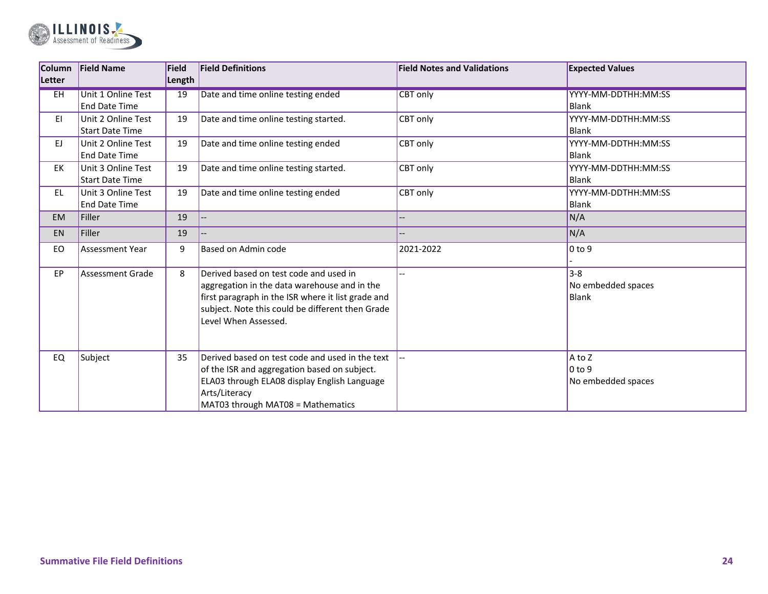| Column Letter | Field Name | Field Length | Field Definitions | Field Notes and Validations | Expected Values |
|---|---|---|---|---|---|
| EH | Unit 1 Online Test End Date Time | 19 | Date and time online testing ended | CBT only | YYYY-MM-DDTHH:MM:SS<br>Blank |
| EI | Unit 2 Online Test Start Date Time | 19 | Date and time online testing started. | CBT only | YYYY-MM-DDTHH:MM:SS<br>Blank |
| EJ | Unit 2 Online Test End Date Time | 19 | Date and time online testing ended | CBT only | YYYY-MM-DDTHH:MM:SS<br>Blank |
| EK | Unit 3 Online Test Start Date Time | 19 | Date and time online testing started. | CBT only | YYYY-MM-DDTHH:MM:SS<br>Blank |
| EL | Unit 3 Online Test End Date Time | 19 | Date and time online testing ended | CBT only | YYYY-MM-DDTHH:MM:SS<br>Blank |
| EM | Filler | 19 | -- | -- | N/A |
| EN | Filler | 19 | -- | -- | N/A |
| EO | Assessment Year | 9 | Based on Admin code | 2021-2022 | 0 to 9<br>- |
| EP | Assessment Grade | 8 | Derived based on test code and used in aggregation in the data warehouse and in the first paragraph in the ISR where it list grade and subject. Note this could be different then Grade Level When Assessed. | -- | 3-8<br>No embedded spaces<br>Blank |
| EQ | Subject | 35 | Derived based on test code and used in the text of the ISR and aggregation based on subject.<br>ELA03 through ELA08 display English Language Arts/Literacy<br>MAT03 through MAT08 = Mathematics | -- | A to Z<br>0 to 9<br>No embedded spaces |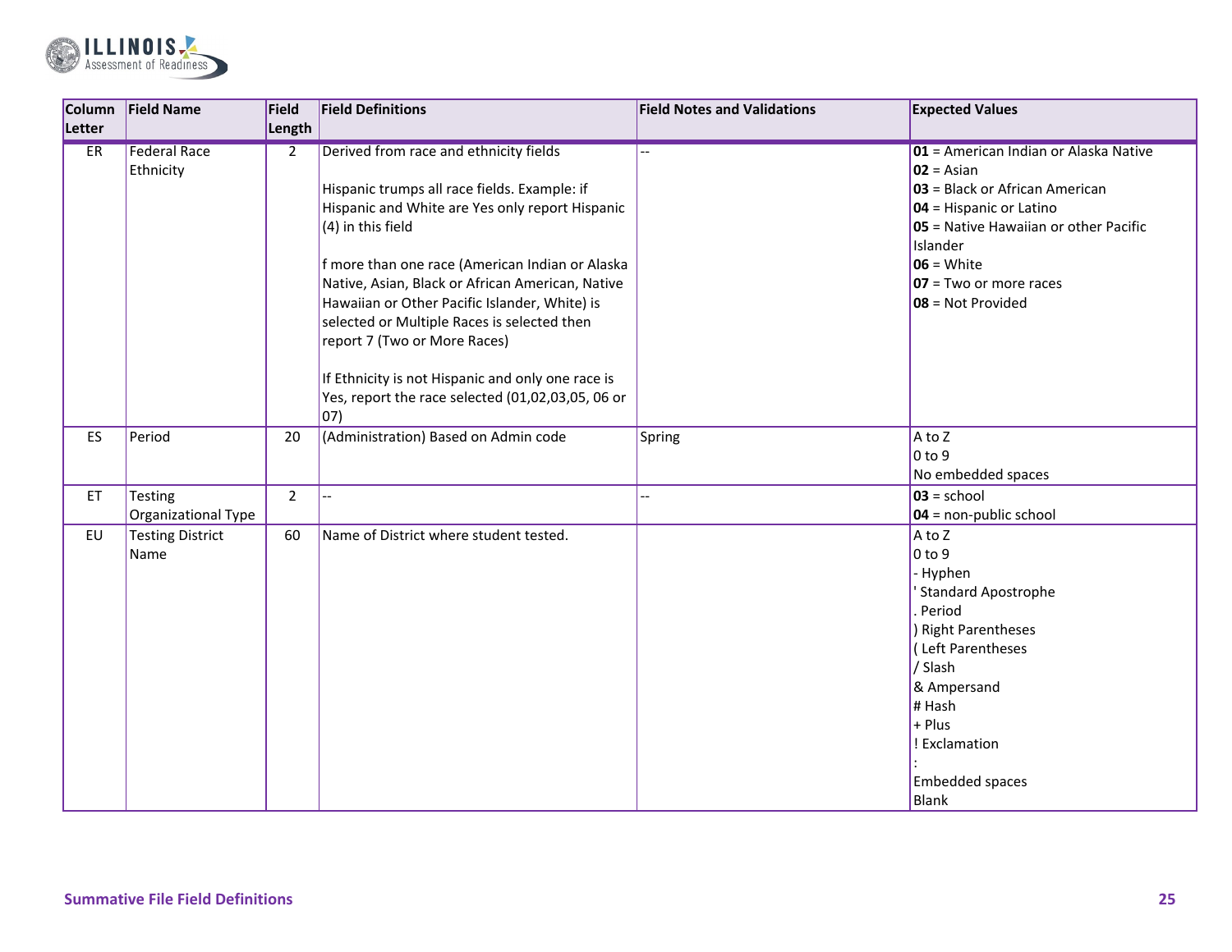| Column Letter | Field Name | Field Length | Field Definitions | Field Notes and Validations | Expected Values |
|---|---|---|---|---|---|
| ER | Federal Race Ethnicity | 2 | Derived from race and ethnicity fields<br><br>Hispanic trumps all race fields. Example: if Hispanic and White are Yes only report Hispanic (4) in this field<br><br>f more than one race (American Indian or Alaska Native, Asian, Black or African American, Native Hawaiian or Other Pacific Islander, White) is selected or Multiple Races is selected then report 7 (Two or More Races)<br><br>If Ethnicity is not Hispanic and only one race is Yes, report the race selected (01,02,03,05, 06 or 07) | -- | **01** = American Indian or Alaska Native<br>**02** = Asian<br>**03** = Black or African American<br>**04** = Hispanic or Latino<br>**05** = Native Hawaiian or other Pacific Islander<br>**06** = White<br>**07** = Two or more races<br>**08** = Not Provided |
| ES | Period | 20 | (Administration) Based on Admin code | Spring | A to Z<br>0 to 9<br>No embedded spaces |
| ET | Testing Organizational Type | 2 | -- | -- | **03** = school<br>**04** = non-public school |
| EU | Testing District Name | 60 | Name of District where student tested. | | A to Z<br>0 to 9<br>- Hyphen<br>' Standard Apostrophe<br>. Period<br>) Right Parentheses<br>( Left Parentheses<br>/ Slash<br>& Ampersand<br># Hash<br>+ Plus<br>! Exclamation<br>:<br>Embedded spaces<br>Blank |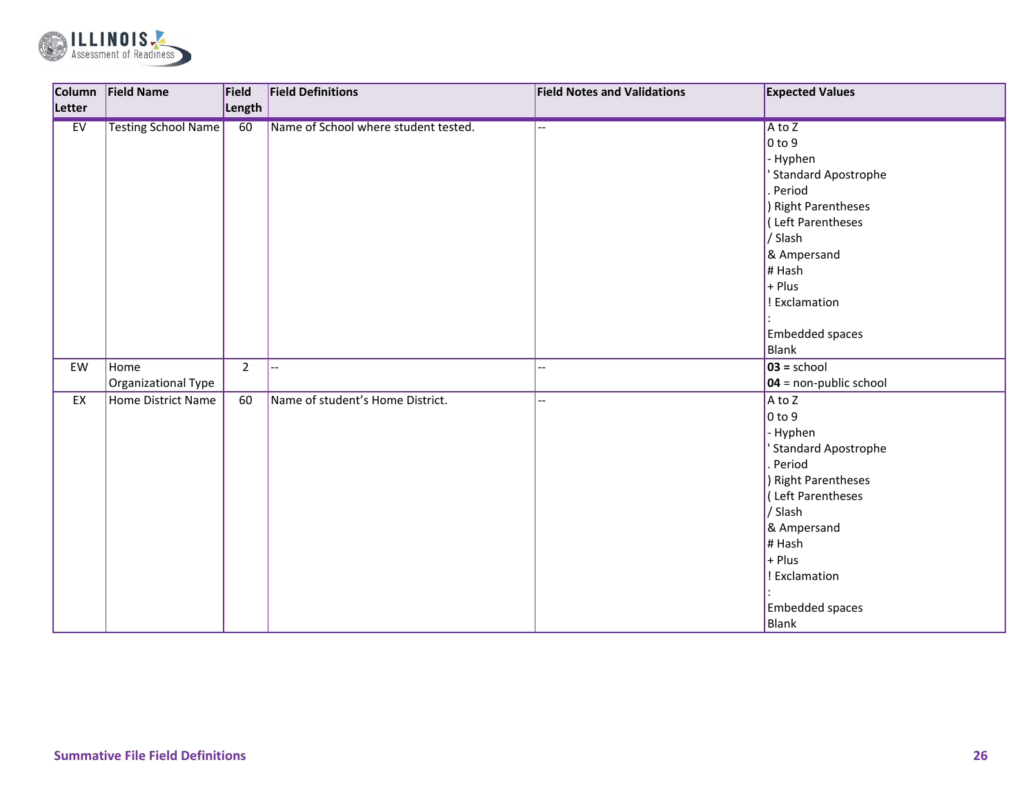| Column Letter | Field Name | Field Length | Field Definitions | Field Notes and Validations | Expected Values |
|---|---|---|---|---|---|
| EV | Testing School Name | 60 | Name of School where student tested. | -- | A to Z<br>0 to 9<br>- Hyphen<br>' Standard Apostrophe<br>. Period<br>) Right Parentheses<br>( Left Parentheses<br>/ Slash<br>& Ampersand<br># Hash<br>+ Plus<br>! Exclamation<br>:<br>Embedded spaces<br>Blank |
| EW | Home Organizational Type | 2 | -- | -- | **03 =** school<br>**04** = non-public school |
| EX | Home District Name | 60 | Name of student's Home District. | -- | A to Z<br>0 to 9<br>- Hyphen<br>' Standard Apostrophe<br>. Period<br>) Right Parentheses<br>( Left Parentheses<br>/ Slash<br>& Ampersand<br># Hash<br>+ Plus<br>! Exclamation<br>:<br>Embedded spaces<br>Blank |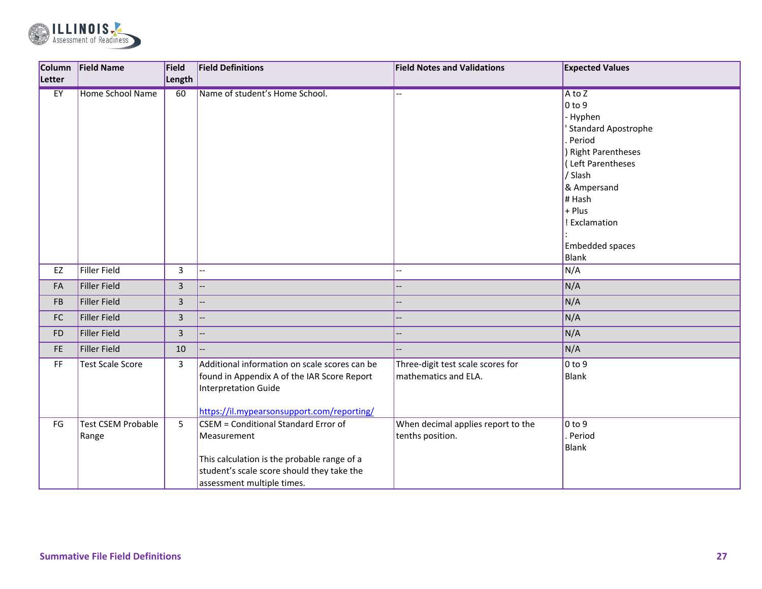| Column Letter | Field Name | Field Length | Field Definitions | Field Notes and Validations | Expected Values |
|---|---|---|---|---|---|
| EY | Home School Name | 60 | Name of student's Home School. | -- | A to Z<br>0 to 9<br>- Hyphen<br>' Standard Apostrophe<br>. Period<br>) Right Parentheses<br>( Left Parentheses<br>/ Slash<br>& Ampersand<br># Hash<br>+ Plus<br>! Exclamation<br>:<br>Embedded spaces<br>Blank |
| EZ | Filler Field | 3 | -- | -- | N/A |
| FA | Filler Field | 3 | -- | -- | N/A |
| FB | Filler Field | 3 | -- | -- | N/A |
| FC | Filler Field | 3 | -- | -- | N/A |
| FD | Filler Field | 3 | -- | -- | N/A |
| FE | Filler Field | 10 | -- | -- | N/A |
| FF | Test Scale Score | 3 | Additional information on scale scores can be found in Appendix A of the IAR Score Report Interpretation Guide<br><br>https://il.mypearsonsupport.com/reporting/ | Three-digit test scale scores for mathematics and ELA. | 0 to 9<br>Blank |
| FG | Test CSEM Probable Range | 5 | CSEM = Conditional Standard Error of Measurement<br><br>This calculation is the probable range of a student's scale score should they take the assessment multiple times. | When decimal applies report to the tenths position. | 0 to 9<br>. Period<br>Blank |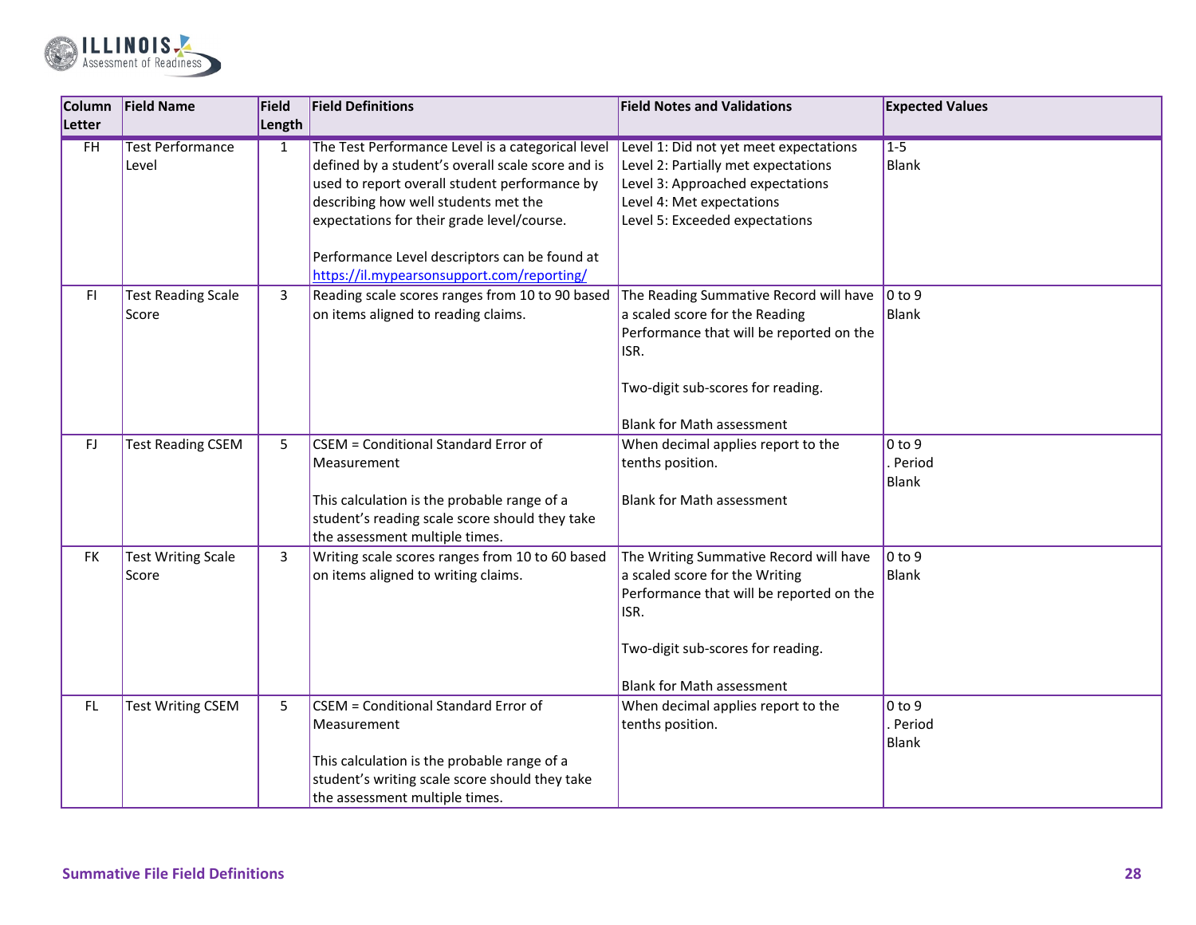| Column Letter | Field Name | Field Length | Field Definitions | Field Notes and Validations | Expected Values |
|---|---|---|---|---|---|
| FH | Test Performance Level | 1 | The Test Performance Level is a categorical level defined by a student's overall scale score and is used to report overall student performance by describing how well students met the expectations for their grade level/course.<br><br>Performance Level descriptors can be found at [https://il.mypearsonsupport.com/reporting/](https://il.mypearsonsupport.com/reporting/) | Level 1: Did not yet meet expectations<br>Level 2: Partially met expectations<br>Level 3: Approached expectations<br>Level 4: Met expectations<br>Level 5: Exceeded expectations | 1-5<br>Blank |
| FI | Test Reading Scale Score | 3 | Reading scale scores ranges from 10 to 90 based on items aligned to reading claims. | The Reading Summative Record will have a scaled score for the Reading Performance that will be reported on the ISR.<br><br>Two-digit sub-scores for reading.<br><br>Blank for Math assessment | 0 to 9<br>Blank |
| FJ | Test Reading CSEM | 5 | CSEM = Conditional Standard Error of Measurement<br><br>This calculation is the probable range of a student's reading scale score should they take the assessment multiple times. | When decimal applies report to the tenths position.<br><br>Blank for Math assessment | 0 to 9<br>. Period<br>Blank |
| FK | Test Writing Scale Score | 3 | Writing scale scores ranges from 10 to 60 based on items aligned to writing claims. | The Writing Summative Record will have a scaled score for the Writing Performance that will be reported on the ISR.<br><br>Two-digit sub-scores for reading.<br><br>Blank for Math assessment | 0 to 9<br>Blank |
| FL | Test Writing CSEM | 5 | CSEM = Conditional Standard Error of Measurement<br><br>This calculation is the probable range of a student's writing scale score should they take the assessment multiple times. | When decimal applies report to the tenths position. | 0 to 9<br>. Period<br>Blank |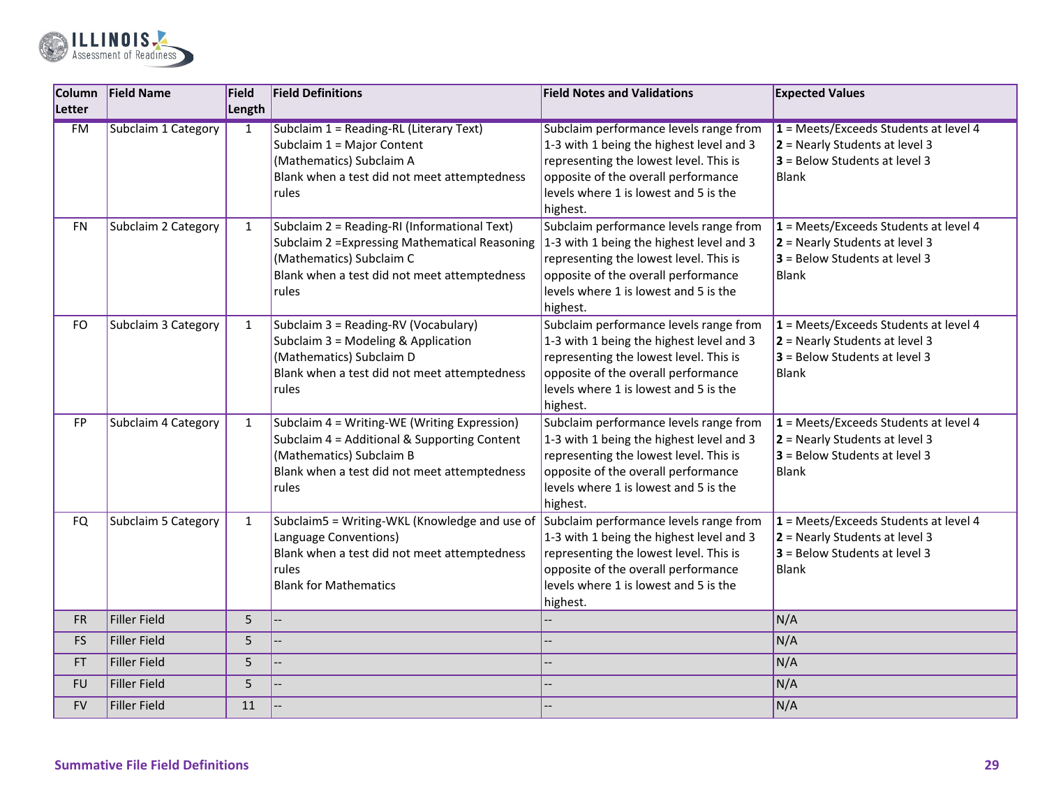| Column Letter | Field Name | Field Length | Field Definitions | Field Notes and Validations | Expected Values |
|---|---|---|---|---|---|
| FM | Subclaim 1 Category | 1 | Subclaim 1 = Reading-RL (Literary Text)<br>Subclaim 1 = Major Content (Mathematics) Subclaim A<br>Blank when a test did not meet attemptedness rules | Subclaim performance levels range from 1-3 with 1 being the highest level and 3 representing the lowest level. This is opposite of the overall performance levels where 1 is lowest and 5 is the highest. | **1** = Meets/Exceeds Students at level 4<br>**2** = Nearly Students at level 3<br>**3** = Below Students at level 3<br>Blank |
| FN | Subclaim 2 Category | 1 | Subclaim 2 = Reading-RI (Informational Text)<br>Subclaim 2 =Expressing Mathematical Reasoning (Mathematics) Subclaim C<br>Blank when a test did not meet attemptedness rules | Subclaim performance levels range from 1-3 with 1 being the highest level and 3 representing the lowest level. This is opposite of the overall performance levels where 1 is lowest and 5 is the highest. | **1** = Meets/Exceeds Students at level 4<br>**2** = Nearly Students at level 3<br>**3** = Below Students at level 3<br>Blank |
| FO | Subclaim 3 Category | 1 | Subclaim 3 = Reading-RV (Vocabulary)<br>Subclaim 3 = Modeling & Application (Mathematics) Subclaim D<br>Blank when a test did not meet attemptedness rules | Subclaim performance levels range from 1-3 with 1 being the highest level and 3 representing the lowest level. This is opposite of the overall performance levels where 1 is lowest and 5 is the highest. | **1** = Meets/Exceeds Students at level 4<br>**2** = Nearly Students at level 3<br>**3** = Below Students at level 3<br>Blank |
| FP | Subclaim 4 Category | 1 | Subclaim 4 = Writing-WE (Writing Expression)<br>Subclaim 4 = Additional & Supporting Content (Mathematics) Subclaim B<br>Blank when a test did not meet attemptedness rules | Subclaim performance levels range from 1-3 with 1 being the highest level and 3 representing the lowest level. This is opposite of the overall performance levels where 1 is lowest and 5 is the highest. | **1** = Meets/Exceeds Students at level 4<br>**2** = Nearly Students at level 3<br>**3** = Below Students at level 3<br>Blank |
| FQ | Subclaim 5 Category | 1 | Subclaim5 = Writing-WKL (Knowledge and use of Language Conventions)<br>Blank when a test did not meet attemptedness rules<br>Blank for Mathematics | Subclaim performance levels range from 1-3 with 1 being the highest level and 3 representing the lowest level. This is opposite of the overall performance levels where 1 is lowest and 5 is the highest. | **1** = Meets/Exceeds Students at level 4<br>**2** = Nearly Students at level 3<br>**3** = Below Students at level 3<br>Blank |
| FR | Filler Field | 5 | -- | -- | N/A |
| FS | Filler Field | 5 | -- | -- | N/A |
| FT | Filler Field | 5 | -- | -- | N/A |
| FU | Filler Field | 5 | -- | -- | N/A |
| FV | Filler Field | 11 | -- | -- | N/A |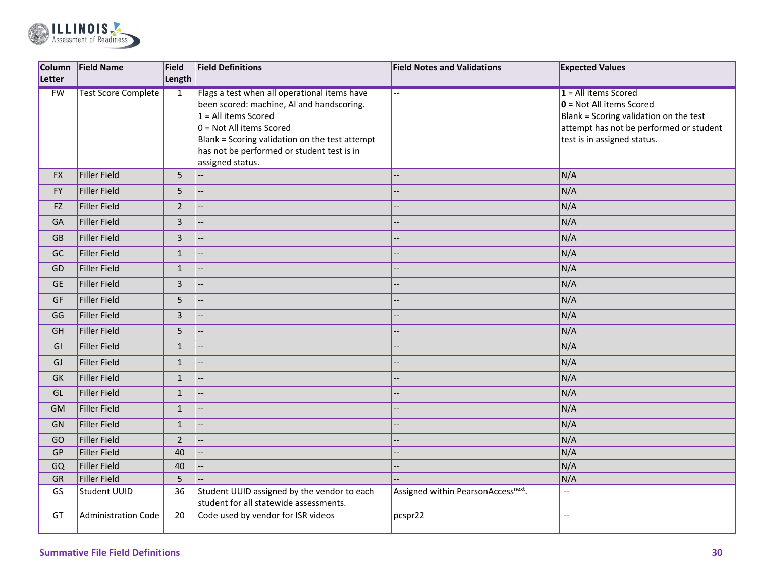| Column Letter | Field Name | Field Length | Field Definitions | Field Notes and Validations | Expected Values |
|---|---|---|---|---|---|
| FW | Test Score Complete | 1 | Flags a test when all operational items have been scored: machine, AI and handscoring.<br>1 = All items Scored<br>0 = Not All items Scored<br>Blank = Scoring validation on the test attempt has not be performed or student test is in assigned status. | -- | **1** = All items Scored<br>**0** = Not All items Scored<br>Blank = Scoring validation on the test attempt has not be performed or student test is in assigned status. |
| FX | Filler Field | 5 | -- | -- | N/A |
| FY | Filler Field | 5 | -- | -- | N/A |
| FZ | Filler Field | 2 | -- | -- | N/A |
| GA | Filler Field | 3 | -- | -- | N/A |
| GB | Filler Field | 3 | -- | -- | N/A |
| GC | Filler Field | 1 | -- | -- | N/A |
| GD | Filler Field | 1 | -- | -- | N/A |
| GE | Filler Field | 3 | -- | -- | N/A |
| GF | Filler Field | 5 | -- | -- | N/A |
| GG | Filler Field | 3 | -- | -- | N/A |
| GH | Filler Field | 5 | -- | -- | N/A |
| GI | Filler Field | 1 | -- | -- | N/A |
| GJ | Filler Field | 1 | -- | -- | N/A |
| GK | Filler Field | 1 | -- | -- | N/A |
| GL | Filler Field | 1 | -- | -- | N/A |
| GM | Filler Field | 1 | -- | -- | N/A |
| GN | Filler Field | 1 | -- | -- | N/A |
| GO | Filler Field | 2 | -- | -- | N/A |
| GP | Filler Field | 40 | -- | -- | N/A |
| GQ | Filler Field | 40 | -- | -- | N/A |
| GR | Filler Field | 5 | -- | -- | N/A |
| GS | Student UUID | 36 | Student UUID assigned by the vendor to each student for all statewide assessments. | Assigned within PearsonAccess[next]. | -- |
| GT | Administration Code | 20 | Code used by vendor for ISR videos | pcspr22 | -- |